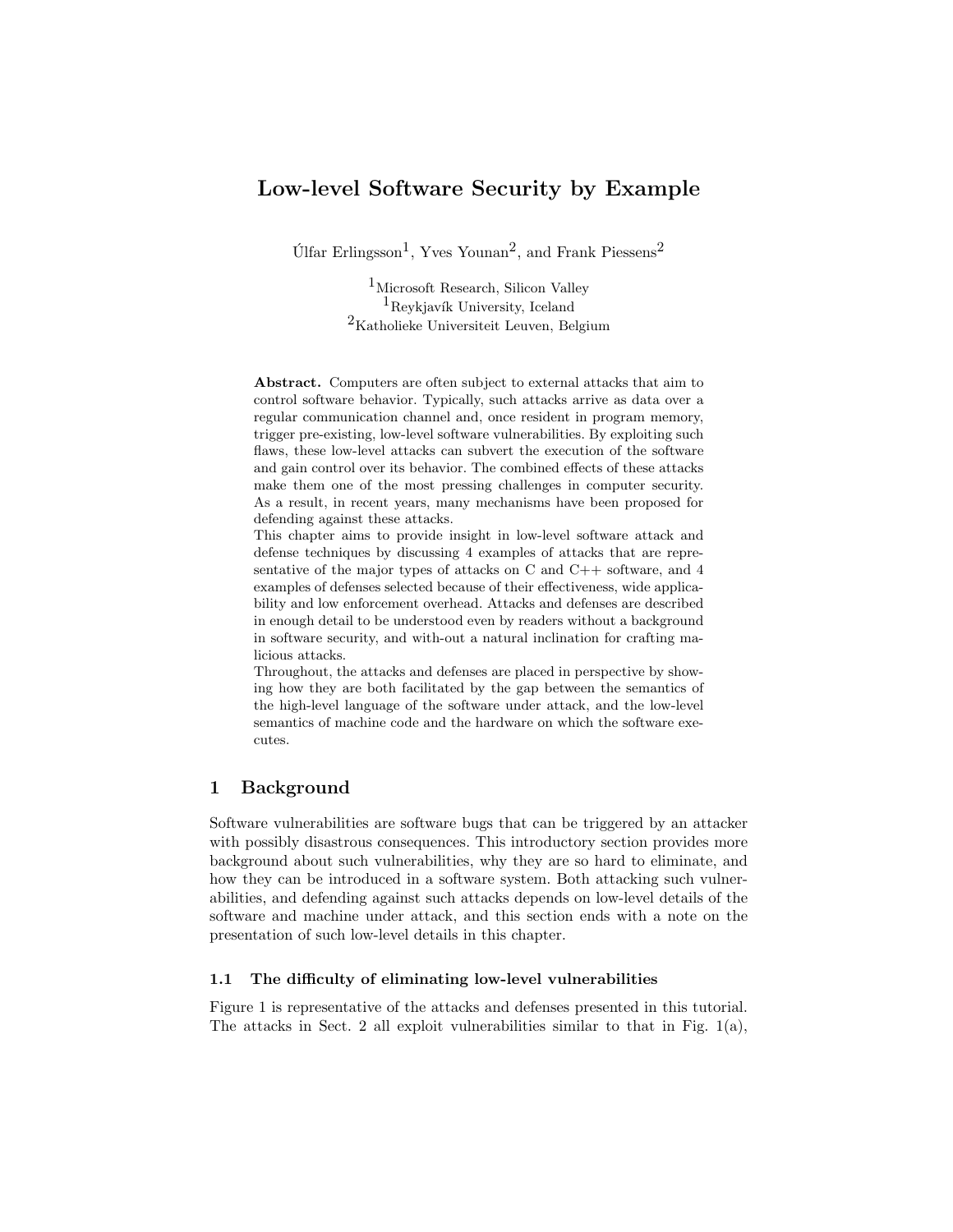# Low-level Software Security by Example

Úlfar Erlingsson[1], Yves Younan[2], and Frank Piessens[2]

[1]Microsoft Research, Silicon Valley
[1]Reykjavík University, Iceland
[2]Katholieke Universiteit Leuven, Belgium

**Abstract.** Computers are often subject to external attacks that aim to control software behavior. Typically, such attacks arrive as data over a regular communication channel and, once resident in program memory, trigger pre-existing, low-level software vulnerabilities. By exploiting such flaws, these low-level attacks can subvert the execution of the software and gain control over its behavior. The combined effects of these attacks make them one of the most pressing challenges in computer security. As a result, in recent years, many mechanisms have been proposed for defending against these attacks.

This chapter aims to provide insight in low-level software attack and defense techniques by discussing 4 examples of attacks that are representative of the major types of attacks on C and C++ software, and 4 examples of defenses selected because of their effectiveness, wide applicability and low enforcement overhead. Attacks and defenses are described in enough detail to be understood even by readers without a background in software security, and with-out a natural inclination for crafting malicious attacks.

Throughout, the attacks and defenses are placed in perspective by showing how they are both facilitated by the gap between the semantics of the high-level language of the software under attack, and the low-level semantics of machine code and the hardware on which the software executes.

## 1 Background

Software vulnerabilities are software bugs that can be triggered by an attacker with possibly disastrous consequences. This introductory section provides more background about such vulnerabilities, why they are so hard to eliminate, and how they can be introduced in a software system. Both attacking such vulnerabilities, and defending against such attacks depends on low-level details of the software and machine under attack, and this section ends with a note on the presentation of such low-level details in this chapter.

### 1.1 The difficulty of eliminating low-level vulnerabilities

Figure 1 is representative of the attacks and defenses presented in this tutorial. The attacks in Sect. 2 all exploit vulnerabilities similar to that in Fig. 1(a),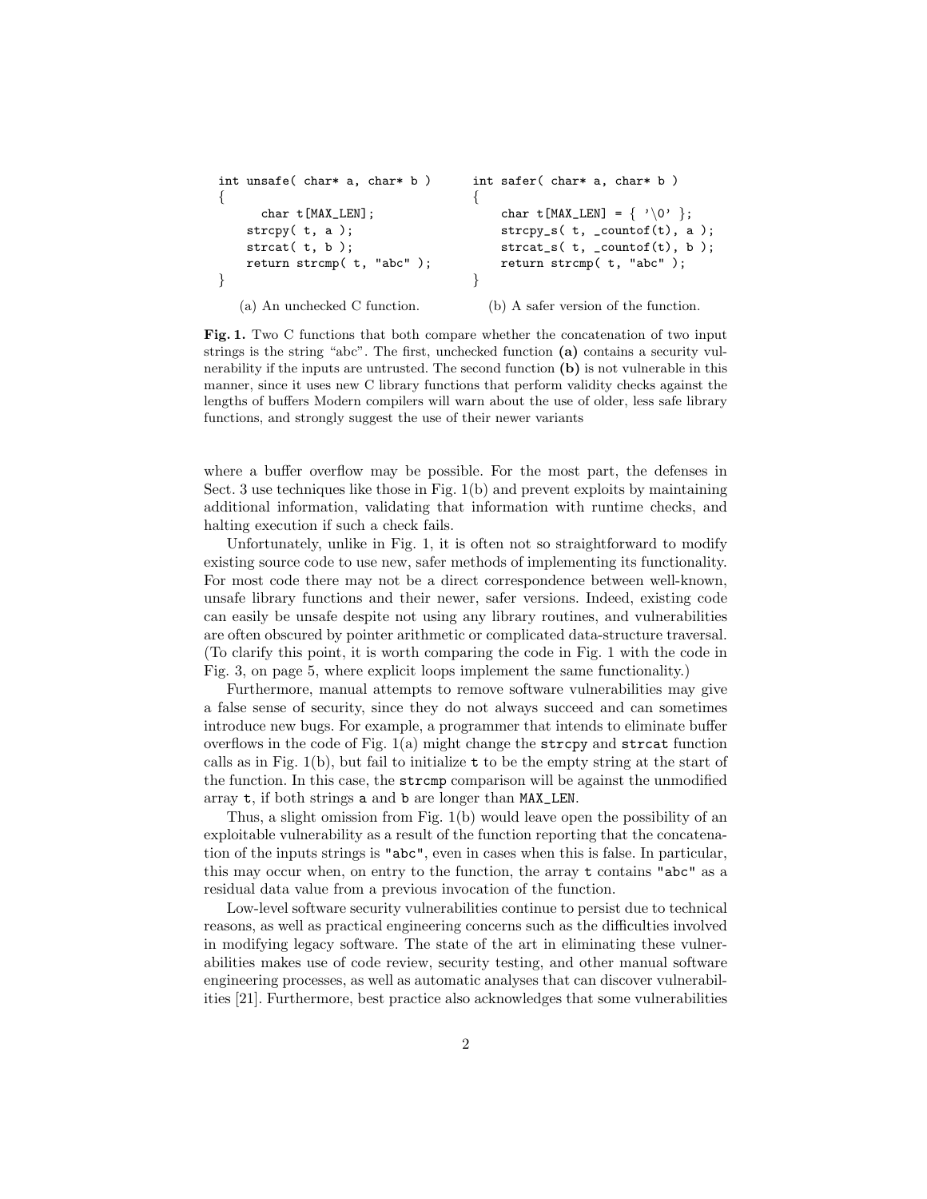```c
int unsafe( char* a, char* b )
{
      char t[MAX_LEN];
    strcpy( t, a );
    strcat( t, b );
    return strcmp( t, "abc" );
}
```

(a) An unchecked C function.

```c
int safer( char* a, char* b )
{
    char t[MAX_LEN] = { '\0' };
    strcpy_s( t, _countof(t), a );
    strcat_s( t, _countof(t), b );
    return strcmp( t, "abc" );
}
```

(b) A safer version of the function.

**Fig. 1.** Two C functions that both compare whether the concatenation of two input strings is the string "abc". The first, unchecked function **(a)** contains a security vulnerability if the inputs are untrusted. The second function **(b)** is not vulnerable in this manner, since it uses new C library functions that perform validity checks against the lengths of buffers Modern compilers will warn about the use of older, less safe library functions, and strongly suggest the use of their newer variants

where a buffer overflow may be possible. For the most part, the defenses in Sect. 3 use techniques like those in Fig. 1(b) and prevent exploits by maintaining additional information, validating that information with runtime checks, and halting execution if such a check fails.

Unfortunately, unlike in Fig. 1, it is often not so straightforward to modify existing source code to use new, safer methods of implementing its functionality. For most code there may not be a direct correspondence between well-known, unsafe library functions and their newer, safer versions. Indeed, existing code can easily be unsafe despite not using any library routines, and vulnerabilities are often obscured by pointer arithmetic or complicated data-structure traversal. (To clarify this point, it is worth comparing the code in Fig. 1 with the code in Fig. 3, on page 5, where explicit loops implement the same functionality.)

Furthermore, manual attempts to remove software vulnerabilities may give a false sense of security, since they do not always succeed and can sometimes introduce new bugs. For example, a programmer that intends to eliminate buffer overflows in the code of Fig. 1(a) might change the `strcpy` and `strcat` function calls as in Fig. 1(b), but fail to initialize `t` to be the empty string at the start of the function. In this case, the `strcmp` comparison will be against the unmodified array `t`, if both strings `a` and `b` are longer than `MAX_LEN`.

Thus, a slight omission from Fig. 1(b) would leave open the possibility of an exploitable vulnerability as a result of the function reporting that the concatenation of the inputs strings is `"abc"`, even in cases when this is false. In particular, this may occur when, on entry to the function, the array `t` contains `"abc"` as a residual data value from a previous invocation of the function.

Low-level software security vulnerabilities continue to persist due to technical reasons, as well as practical engineering concerns such as the difficulties involved in modifying legacy software. The state of the art in eliminating these vulnerabilities makes use of code review, security testing, and other manual software engineering processes, as well as automatic analyses that can discover vulnerabilities [21]. Furthermore, best practice also acknowledges that some vulnerabilities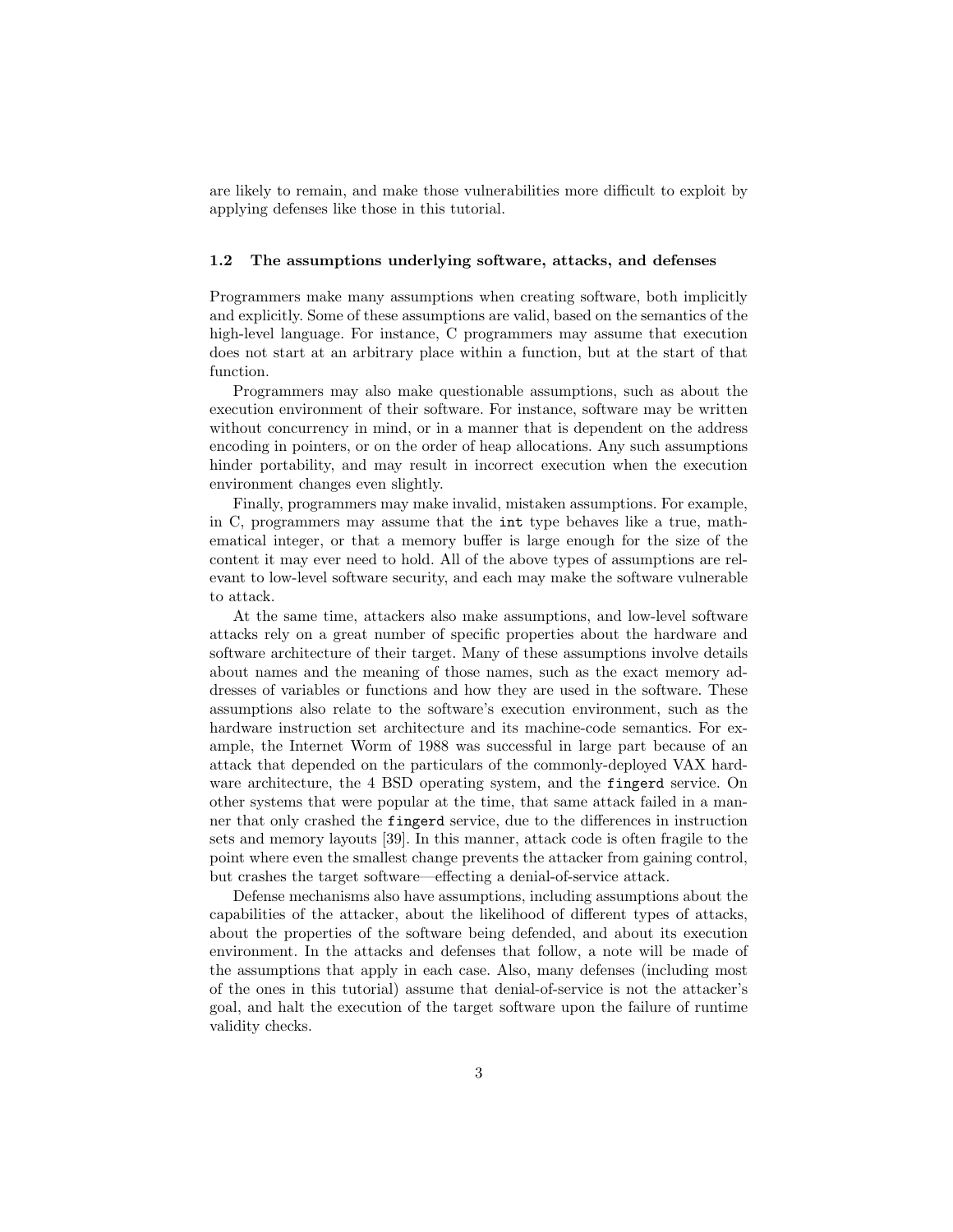are likely to remain, and make those vulnerabilities more difficult to exploit by applying defenses like those in this tutorial.

### 1.2 The assumptions underlying software, attacks, and defenses

Programmers make many assumptions when creating software, both implicitly and explicitly. Some of these assumptions are valid, based on the semantics of the high-level language. For instance, C programmers may assume that execution does not start at an arbitrary place within a function, but at the start of that function.

Programmers may also make questionable assumptions, such as about the execution environment of their software. For instance, software may be written without concurrency in mind, or in a manner that is dependent on the address encoding in pointers, or on the order of heap allocations. Any such assumptions hinder portability, and may result in incorrect execution when the execution environment changes even slightly.

Finally, programmers may make invalid, mistaken assumptions. For example, in C, programmers may assume that the `int` type behaves like a true, mathematical integer, or that a memory buffer is large enough for the size of the content it may ever need to hold. All of the above types of assumptions are relevant to low-level software security, and each may make the software vulnerable to attack.

At the same time, attackers also make assumptions, and low-level software attacks rely on a great number of specific properties about the hardware and software architecture of their target. Many of these assumptions involve details about names and the meaning of those names, such as the exact memory addresses of variables or functions and how they are used in the software. These assumptions also relate to the software's execution environment, such as the hardware instruction set architecture and its machine-code semantics. For example, the Internet Worm of 1988 was successful in large part because of an attack that depended on the particulars of the commonly-deployed VAX hardware architecture, the 4 BSD operating system, and the `fingerd` service. On other systems that were popular at the time, that same attack failed in a manner that only crashed the `fingerd` service, due to the differences in instruction sets and memory layouts [39]. In this manner, attack code is often fragile to the point where even the smallest change prevents the attacker from gaining control, but crashes the target software—effecting a denial-of-service attack.

Defense mechanisms also have assumptions, including assumptions about the capabilities of the attacker, about the likelihood of different types of attacks, about the properties of the software being defended, and about its execution environment. In the attacks and defenses that follow, a note will be made of the assumptions that apply in each case. Also, many defenses (including most of the ones in this tutorial) assume that denial-of-service is not the attacker's goal, and halt the execution of the target software upon the failure of runtime validity checks.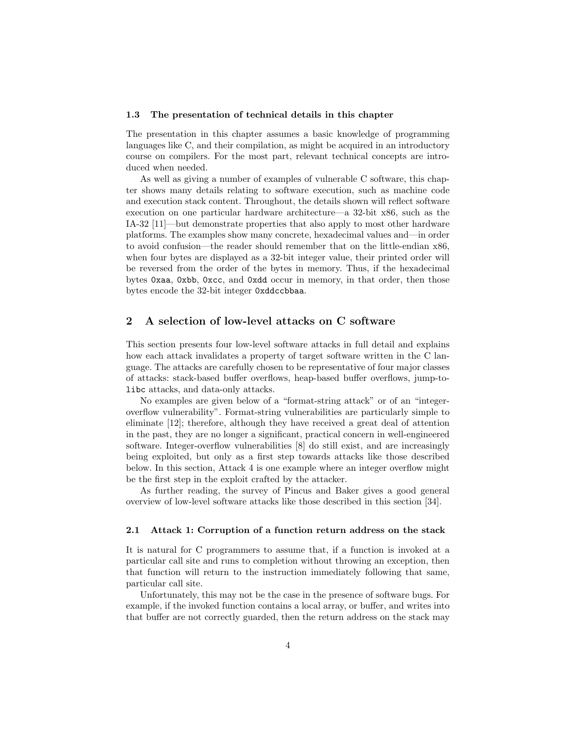### 1.3 The presentation of technical details in this chapter

The presentation in this chapter assumes a basic knowledge of programming languages like C, and their compilation, as might be acquired in an introductory course on compilers. For the most part, relevant technical concepts are introduced when needed.

As well as giving a number of examples of vulnerable C software, this chapter shows many details relating to software execution, such as machine code and execution stack content. Throughout, the details shown will reflect software execution on one particular hardware architecture—a 32-bit x86, such as the IA-32 [11]—but demonstrate properties that also apply to most other hardware platforms. The examples show many concrete, hexadecimal values and—in order to avoid confusion—the reader should remember that on the little-endian x86, when four bytes are displayed as a 32-bit integer value, their printed order will be reversed from the order of the bytes in memory. Thus, if the hexadecimal bytes `0xaa`, `0xbb`, `0xcc`, and `0xdd` occur in memory, in that order, then those bytes encode the 32-bit integer `0xddccbbaa`.

## 2 A selection of low-level attacks on C software

This section presents four low-level software attacks in full detail and explains how each attack invalidates a property of target software written in the C language. The attacks are carefully chosen to be representative of four major classes of attacks: stack-based buffer overflows, heap-based buffer overflows, jump-to-`libc` attacks, and data-only attacks.

No examples are given below of a "format-string attack" or of an "integer-overflow vulnerability". Format-string vulnerabilities are particularly simple to eliminate [12]; therefore, although they have received a great deal of attention in the past, they are no longer a significant, practical concern in well-engineered software. Integer-overflow vulnerabilities [8] do still exist, and are increasingly being exploited, but only as a first step towards attacks like those described below. In this section, Attack 4 is one example where an integer overflow might be the first step in the exploit crafted by the attacker.

As further reading, the survey of Pincus and Baker gives a good general overview of low-level software attacks like those described in this section [34].

### 2.1 Attack 1: Corruption of a function return address on the stack

It is natural for C programmers to assume that, if a function is invoked at a particular call site and runs to completion without throwing an exception, then that function will return to the instruction immediately following that same, particular call site.

Unfortunately, this may not be the case in the presence of software bugs. For example, if the invoked function contains a local array, or buffer, and writes into that buffer are not correctly guarded, then the return address on the stack may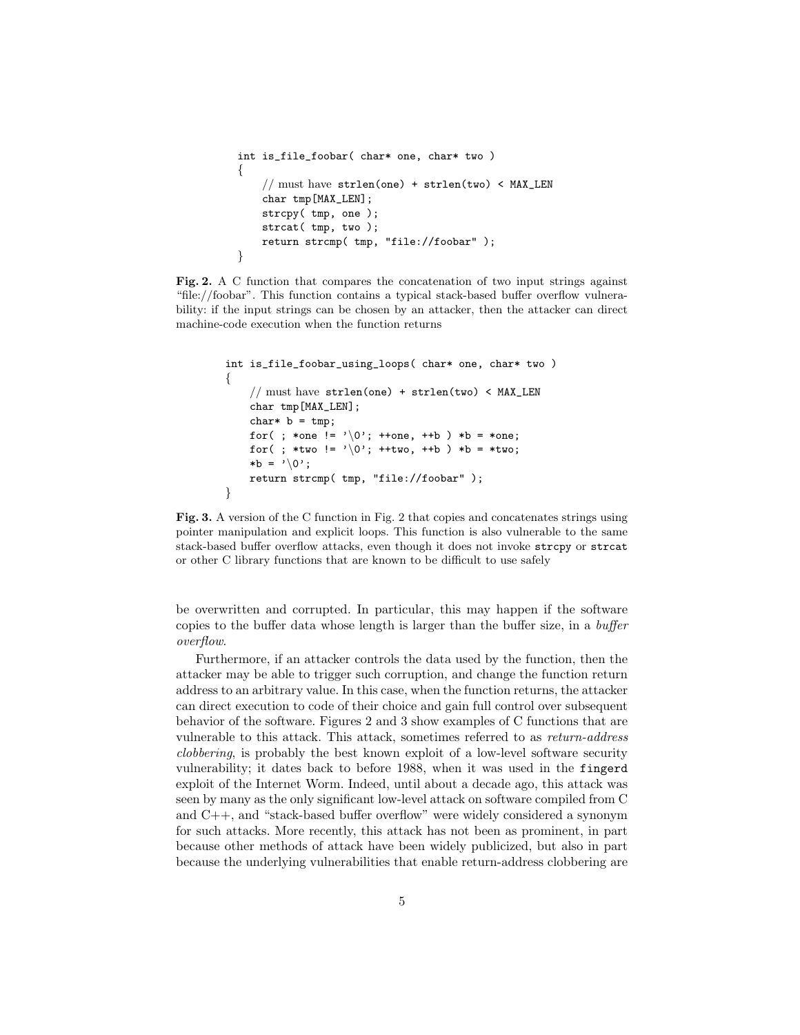```c
int is_file_foobar( char* one, char* two )
{
    // must have strlen(one) + strlen(two) < MAX_LEN
    char tmp[MAX_LEN];
    strcpy( tmp, one );
    strcat( tmp, two );
    return strcmp( tmp, "file://foobar" );
}
```

**Fig. 2.** A C function that compares the concatenation of two input strings against "file://foobar". This function contains a typical stack-based buffer overflow vulnerability: if the input strings can be chosen by an attacker, then the attacker can direct machine-code execution when the function returns

```c
int is_file_foobar_using_loops( char* one, char* two )
{
    // must have strlen(one) + strlen(two) < MAX_LEN
    char tmp[MAX_LEN];
    char* b = tmp;
    for( ; *one != '\0'; ++one, ++b ) *b = *one;
    for( ; *two != '\0'; ++two, ++b ) *b = *two;
    *b = '\0';
    return strcmp( tmp, "file://foobar" );
}
```

**Fig. 3.** A version of the C function in Fig. 2 that copies and concatenates strings using pointer manipulation and explicit loops. This function is also vulnerable to the same stack-based buffer overflow attacks, even though it does not invoke `strcpy` or `strcat` or other C library functions that are known to be difficult to use safely

be overwritten and corrupted. In particular, this may happen if the software copies to the buffer data whose length is larger than the buffer size, in a *buffer overflow*.

Furthermore, if an attacker controls the data used by the function, then the attacker may be able to trigger such corruption, and change the function return address to an arbitrary value. In this case, when the function returns, the attacker can direct execution to code of their choice and gain full control over subsequent behavior of the software. Figures 2 and 3 show examples of C functions that are vulnerable to this attack. This attack, sometimes referred to as *return-address clobbering*, is probably the best known exploit of a low-level software security vulnerability; it dates back to before 1988, when it was used in the `fingerd` exploit of the Internet Worm. Indeed, until about a decade ago, this attack was seen by many as the only significant low-level attack on software compiled from C and C++, and "stack-based buffer overflow" were widely considered a synonym for such attacks. More recently, this attack has not been as prominent, in part because other methods of attack have been widely publicized, but also in part because the underlying vulnerabilities that enable return-address clobbering are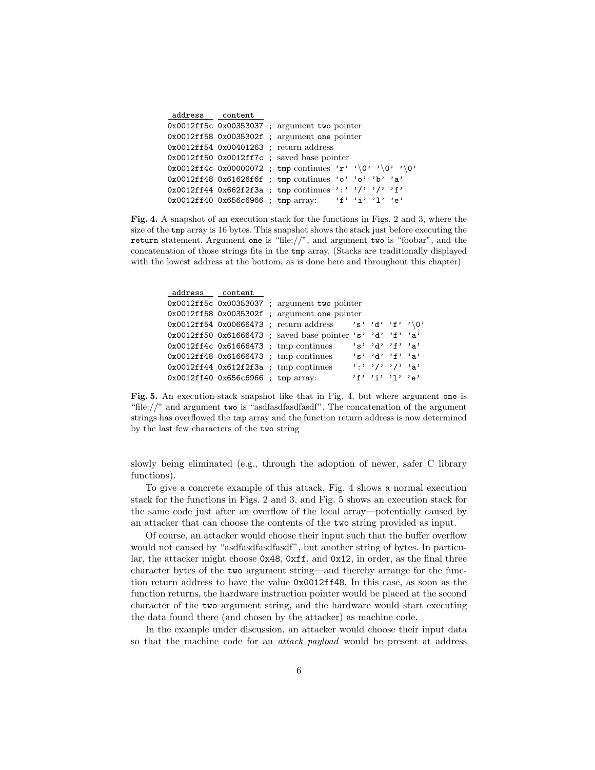```
 address    content
0x0012ff5c 0x00353037 ; argument two pointer
0x0012ff58 0x0035302f ; argument one pointer
0x0012ff54 0x00401263 ; return address
0x0012ff50 0x0012ff7c ; saved base pointer
0x0012ff4c 0x00000072 ; tmp continues 'r' '\0' '\0' '\0'
0x0012ff48 0x61626f6f ; tmp continues 'o' 'o' 'b' 'a'
0x0012ff44 0x662f2f3a ; tmp continues ':' '/' '/' 'f'
0x0012ff40 0x656c6966 ; tmp array:    'f' 'i' 'l' 'e'
```

**Fig. 4.** A snapshot of an execution stack for the functions in Figs. 2 and 3, where the size of the `tmp` array is 16 bytes. This snapshot shows the stack just before executing the `return` statement. Argument `one` is "file://", and argument `two` is "foobar", and the concatenation of those strings fits in the `tmp` array. (Stacks are traditionally displayed with the lowest address at the bottom, as is done here and throughout this chapter)

```
 address    content
0x0012ff5c 0x00353037 ; argument two pointer
0x0012ff58 0x0035302f ; argument one pointer
0x0012ff54 0x00666473 ; return address      's' 'd' 'f' '\0'
0x0012ff50 0x61666473 ; saved base pointer  's' 'd' 'f' 'a'
0x0012ff4c 0x61666473 ; tmp continues       's' 'd' 'f' 'a'
0x0012ff48 0x61666473 ; tmp continues       's' 'd' 'f' 'a'
0x0012ff44 0x612f2f3a ; tmp continues       ':' '/' '/' 'a'
0x0012ff40 0x656c6966 ; tmp array:          'f' 'i' 'l' 'e'
```

**Fig. 5.** An execution-stack snapshot like that in Fig. 4, but where argument `one` is "file://" and argument `two` is "asdfasdfasdfasdf". The concatenation of the argument strings has overflowed the `tmp` array and the function return address is now determined by the last few characters of the `two` string

slowly being eliminated (e.g., through the adoption of newer, safer C library functions).

To give a concrete example of this attack, Fig. 4 shows a normal execution stack for the functions in Figs. 2 and 3, and Fig. 5 shows an execution stack for the same code just after an overflow of the local array—potentially caused by an attacker that can choose the contents of the `two` string provided as input.

Of course, an attacker would choose their input such that the buffer overflow would not caused by "asdfasdfasdfasdf", but another string of bytes. In particular, the attacker might choose `0x48`, `0xff`, and `0x12`, in order, as the final three character bytes of the `two` argument string—and thereby arrange for the function return address to have the value `0x0012ff48`. In this case, as soon as the function returns, the hardware instruction pointer would be placed at the second character of the `two` argument string, and the hardware would start executing the data found there (and chosen by the attacker) as machine code.

In the example under discussion, an attacker would choose their input data so that the machine code for an *attack payload* would be present at address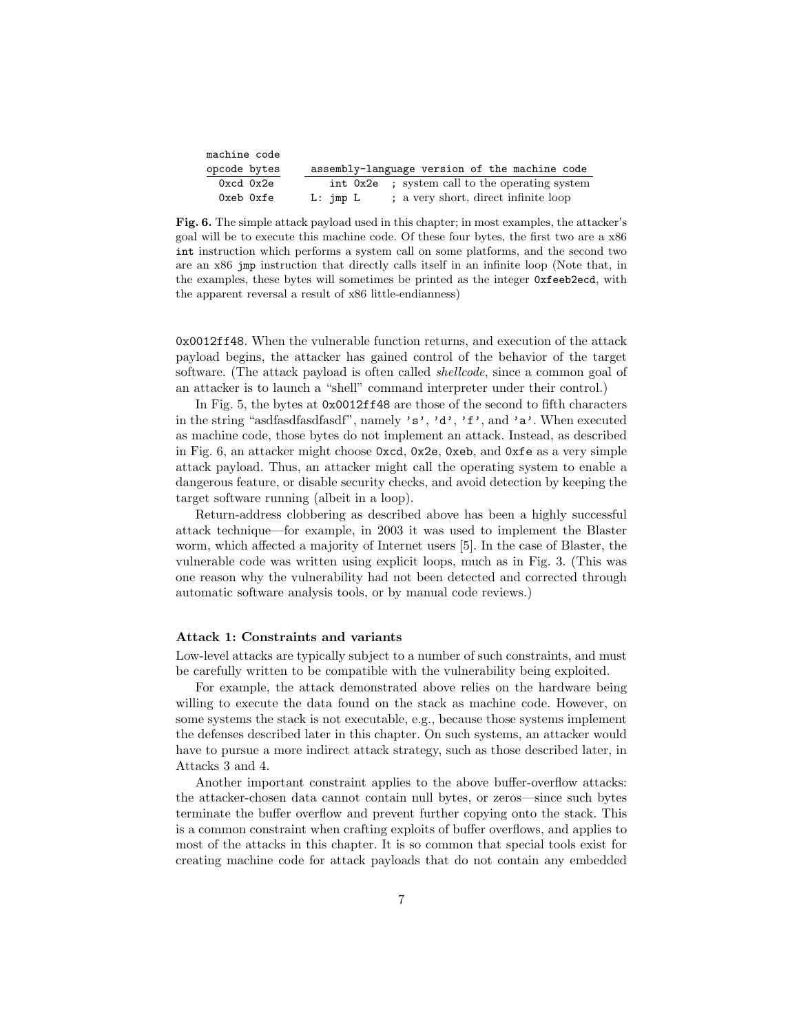| machine code opcode bytes | assembly-language version of the machine code |
| --- | --- |
| 0xcd 0x2e | int 0x2e ; system call to the operating system |
| 0xeb 0xfe | L: jmp L ; a very short, direct infinite loop |

**Fig. 6.** The simple attack payload used in this chapter; in most examples, the attacker's goal will be to execute this machine code. Of these four bytes, the first two are a x86 `int` instruction which performs a system call on some platforms, and the second two are an x86 `jmp` instruction that directly calls itself in an infinite loop (Note that, in the examples, these bytes will sometimes be printed as the integer `0xfeeb2ecd`, with the apparent reversal a result of x86 little-endianness)

`0x0012ff48`. When the vulnerable function returns, and execution of the attack payload begins, the attacker has gained control of the behavior of the target software. (The attack payload is often called *shellcode*, since a common goal of an attacker is to launch a "shell" command interpreter under their control.)

In Fig. 5, the bytes at `0x0012ff48` are those of the second to fifth characters in the string "asdfasdfasdfasdf", namely `'s'`, `'d'`, `'f'`, and `'a'`. When executed as machine code, those bytes do not implement an attack. Instead, as described in Fig. 6, an attacker might choose `0xcd`, `0x2e`, `0xeb`, and `0xfe` as a very simple attack payload. Thus, an attacker might call the operating system to enable a dangerous feature, or disable security checks, and avoid detection by keeping the target software running (albeit in a loop).

Return-address clobbering as described above has been a highly successful attack technique—for example, in 2003 it was used to implement the Blaster worm, which affected a majority of Internet users [5]. In the case of Blaster, the vulnerable code was written using explicit loops, much as in Fig. 3. (This was one reason why the vulnerability had not been detected and corrected through automatic software analysis tools, or by manual code reviews.)

#### Attack 1: Constraints and variants

Low-level attacks are typically subject to a number of such constraints, and must be carefully written to be compatible with the vulnerability being exploited.

For example, the attack demonstrated above relies on the hardware being willing to execute the data found on the stack as machine code. However, on some systems the stack is not executable, e.g., because those systems implement the defenses described later in this chapter. On such systems, an attacker would have to pursue a more indirect attack strategy, such as those described later, in Attacks 3 and 4.

Another important constraint applies to the above buffer-overflow attacks: the attacker-chosen data cannot contain null bytes, or zeros—since such bytes terminate the buffer overflow and prevent further copying onto the stack. This is a common constraint when crafting exploits of buffer overflows, and applies to most of the attacks in this chapter. It is so common that special tools exist for creating machine code for attack payloads that do not contain any embedded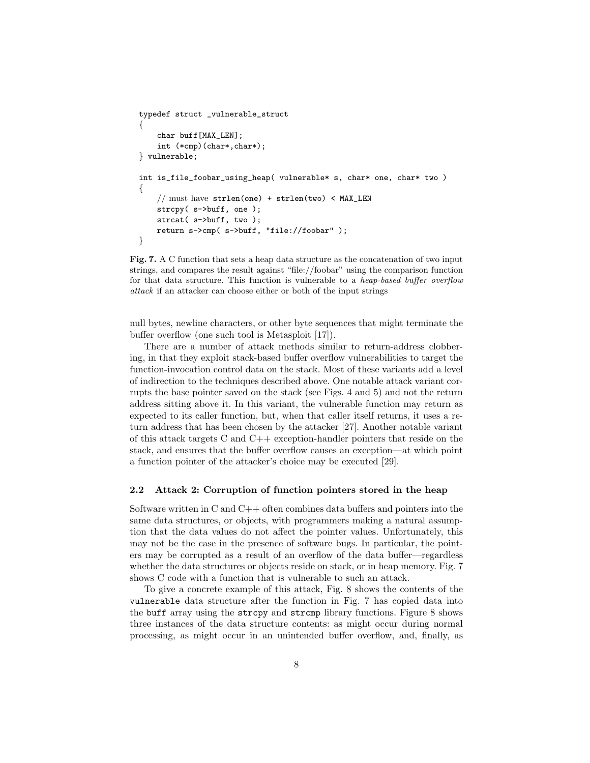```c
typedef struct _vulnerable_struct
{
    char buff[MAX_LEN];
    int (*cmp)(char*,char*);
} vulnerable;

int is_file_foobar_using_heap( vulnerable* s, char* one, char* two )
{
    // must have strlen(one) + strlen(two) < MAX_LEN
    strcpy( s->buff, one );
    strcat( s->buff, two );
    return s->cmp( s->buff, "file://foobar" );
}
```

**Fig. 7.** A C function that sets a heap data structure as the concatenation of two input strings, and compares the result against "file://foobar" using the comparison function for that data structure. This function is vulnerable to a *heap-based buffer overflow attack* if an attacker can choose either or both of the input strings

null bytes, newline characters, or other byte sequences that might terminate the buffer overflow (one such tool is Metasploit [17]).

There are a number of attack methods similar to return-address clobbering, in that they exploit stack-based buffer overflow vulnerabilities to target the function-invocation control data on the stack. Most of these variants add a level of indirection to the techniques described above. One notable attack variant corrupts the base pointer saved on the stack (see Figs. 4 and 5) and not the return address sitting above it. In this variant, the vulnerable function may return as expected to its caller function, but, when that caller itself returns, it uses a return address that has been chosen by the attacker [27]. Another notable variant of this attack targets C and C++ exception-handler pointers that reside on the stack, and ensures that the buffer overflow causes an exception—at which point a function pointer of the attacker's choice may be executed [29].

### 2.2 Attack 2: Corruption of function pointers stored in the heap

Software written in C and C++ often combines data buffers and pointers into the same data structures, or objects, with programmers making a natural assumption that the data values do not affect the pointer values. Unfortunately, this may not be the case in the presence of software bugs. In particular, the pointers may be corrupted as a result of an overflow of the data buffer—regardless whether the data structures or objects reside on stack, or in heap memory. Fig. 7 shows C code with a function that is vulnerable to such an attack.

To give a concrete example of this attack, Fig. 8 shows the contents of the `vulnerable` data structure after the function in Fig. 7 has copied data into the `buff` array using the `strcpy` and `strcmp` library functions. Figure 8 shows three instances of the data structure contents: as might occur during normal processing, as might occur in an unintended buffer overflow, and, finally, as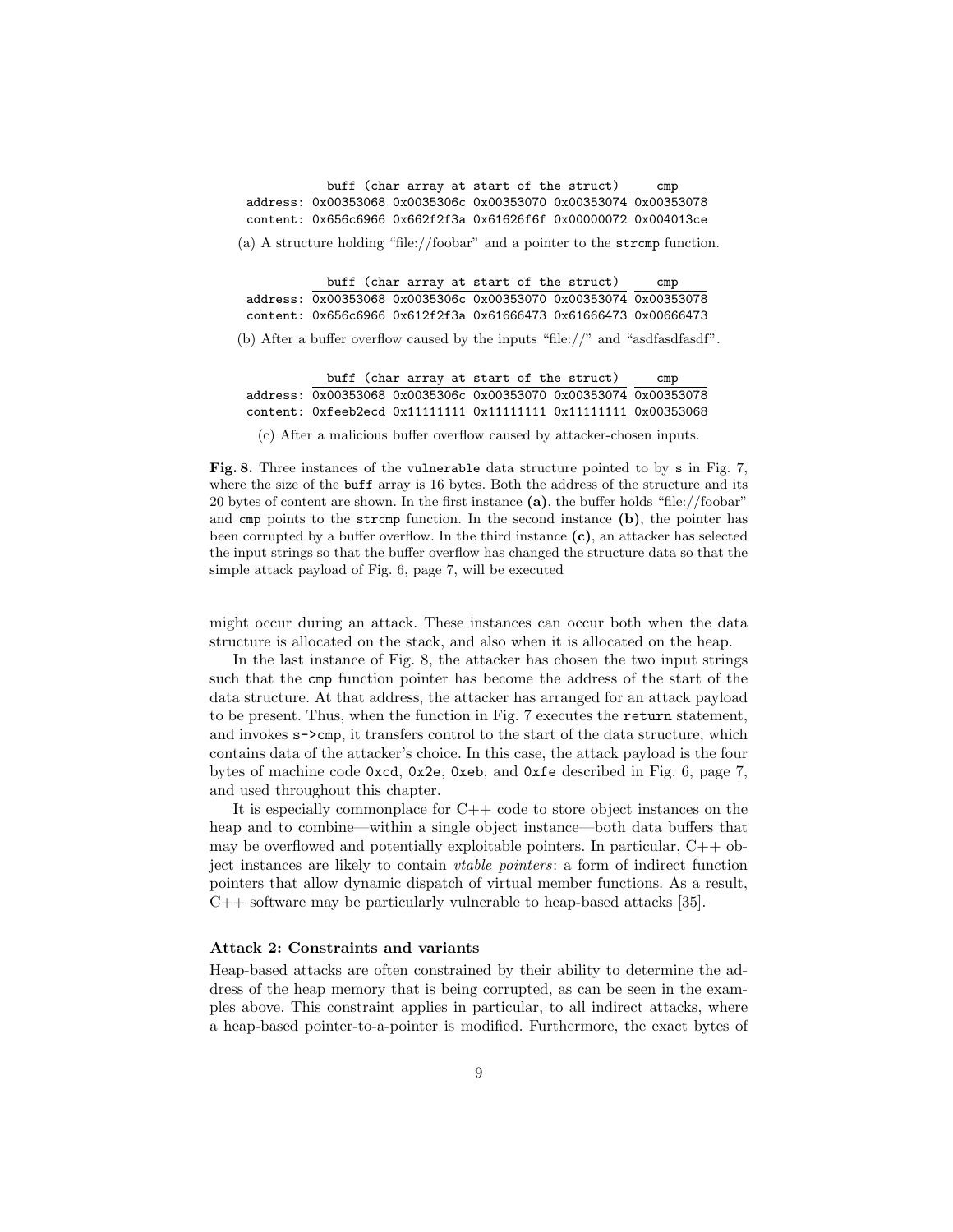```
          buff (char array at start of the struct)     cmp
address: 0x00353068 0x0035306c 0x00353070 0x00353074 0x00353078
content: 0x656c6966 0x662f2f3a 0x61626f6f 0x00000072 0x004013ce
```

(a) A structure holding "file://foobar" and a pointer to the `strcmp` function.

```
          buff (char array at start of the struct)     cmp
address: 0x00353068 0x0035306c 0x00353070 0x00353074 0x00353078
content: 0x656c6966 0x612f2f3a 0x61666473 0x61666473 0x00666473
```

(b) After a buffer overflow caused by the inputs "file://" and "asdfasdfasdf".

```
          buff (char array at start of the struct)     cmp
address: 0x00353068 0x0035306c 0x00353070 0x00353074 0x00353078
content: 0xfeeb2ecd 0x11111111 0x11111111 0x11111111 0x00353068
```

(c) After a malicious buffer overflow caused by attacker-chosen inputs.

**Fig. 8.** Three instances of the `vulnerable` data structure pointed to by `s` in Fig. 7, where the size of the `buff` array is 16 bytes. Both the address of the structure and its 20 bytes of content are shown. In the first instance **(a)**, the buffer holds "file://foobar" and `cmp` points to the `strcmp` function. In the second instance **(b)**, the pointer has been corrupted by a buffer overflow. In the third instance **(c)**, an attacker has selected the input strings so that the buffer overflow has changed the structure data so that the simple attack payload of Fig. 6, page 7, will be executed

might occur during an attack. These instances can occur both when the data structure is allocated on the stack, and also when it is allocated on the heap.

In the last instance of Fig. 8, the attacker has chosen the two input strings such that the `cmp` function pointer has become the address of the start of the data structure. At that address, the attacker has arranged for an attack payload to be present. Thus, when the function in Fig. 7 executes the `return` statement, and invokes `s->cmp`, it transfers control to the start of the data structure, which contains data of the attacker's choice. In this case, the attack payload is the four bytes of machine code `0xcd`, `0x2e`, `0xeb`, and `0xfe` described in Fig. 6, page 7, and used throughout this chapter.

It is especially commonplace for C++ code to store object instances on the heap and to combine—within a single object instance—both data buffers that may be overflowed and potentially exploitable pointers. In particular, C++ object instances are likely to contain *vtable pointers*: a form of indirect function pointers that allow dynamic dispatch of virtual member functions. As a result, C++ software may be particularly vulnerable to heap-based attacks [35].

#### Attack 2: Constraints and variants

Heap-based attacks are often constrained by their ability to determine the address of the heap memory that is being corrupted, as can be seen in the examples above. This constraint applies in particular, to all indirect attacks, where a heap-based pointer-to-a-pointer is modified. Furthermore, the exact bytes of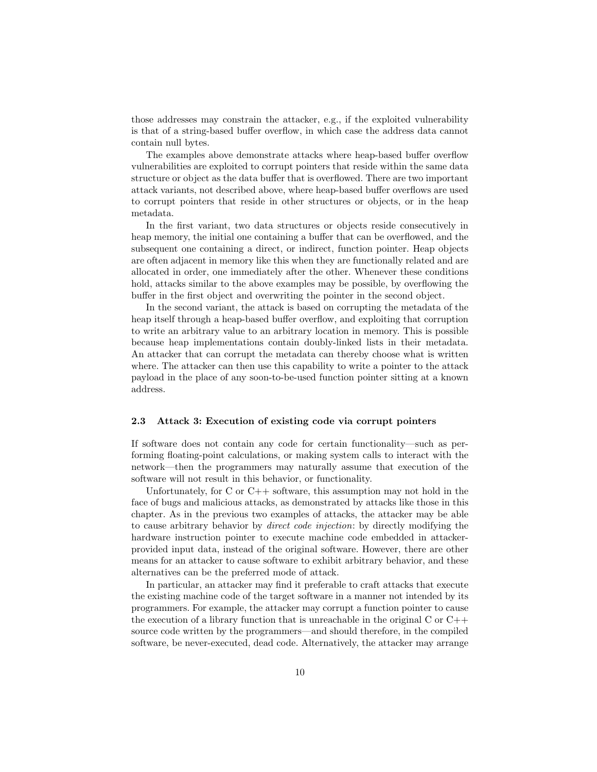those addresses may constrain the attacker, e.g., if the exploited vulnerability is that of a string-based buffer overflow, in which case the address data cannot contain null bytes.

The examples above demonstrate attacks where heap-based buffer overflow vulnerabilities are exploited to corrupt pointers that reside within the same data structure or object as the data buffer that is overflowed. There are two important attack variants, not described above, where heap-based buffer overflows are used to corrupt pointers that reside in other structures or objects, or in the heap metadata.

In the first variant, two data structures or objects reside consecutively in heap memory, the initial one containing a buffer that can be overflowed, and the subsequent one containing a direct, or indirect, function pointer. Heap objects are often adjacent in memory like this when they are functionally related and are allocated in order, one immediately after the other. Whenever these conditions hold, attacks similar to the above examples may be possible, by overflowing the buffer in the first object and overwriting the pointer in the second object.

In the second variant, the attack is based on corrupting the metadata of the heap itself through a heap-based buffer overflow, and exploiting that corruption to write an arbitrary value to an arbitrary location in memory. This is possible because heap implementations contain doubly-linked lists in their metadata. An attacker that can corrupt the metadata can thereby choose what is written where. The attacker can then use this capability to write a pointer to the attack payload in the place of any soon-to-be-used function pointer sitting at a known address.

### 2.3 Attack 3: Execution of existing code via corrupt pointers

If software does not contain any code for certain functionality—such as performing floating-point calculations, or making system calls to interact with the network—then the programmers may naturally assume that execution of the software will not result in this behavior, or functionality.

Unfortunately, for C or C++ software, this assumption may not hold in the face of bugs and malicious attacks, as demonstrated by attacks like those in this chapter. As in the previous two examples of attacks, the attacker may be able to cause arbitrary behavior by *direct code injection*: by directly modifying the hardware instruction pointer to execute machine code embedded in attacker-provided input data, instead of the original software. However, there are other means for an attacker to cause software to exhibit arbitrary behavior, and these alternatives can be the preferred mode of attack.

In particular, an attacker may find it preferable to craft attacks that execute the existing machine code of the target software in a manner not intended by its programmers. For example, the attacker may corrupt a function pointer to cause the execution of a library function that is unreachable in the original C or C++ source code written by the programmers—and should therefore, in the compiled software, be never-executed, dead code. Alternatively, the attacker may arrange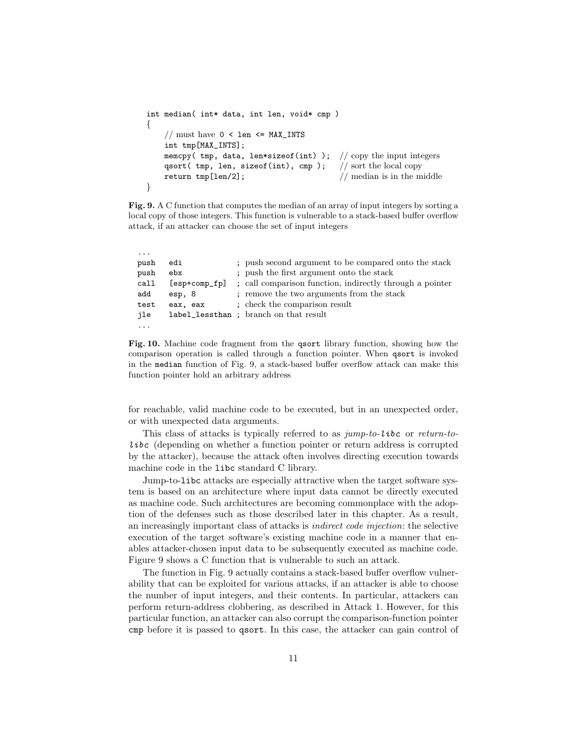```
int median( int* data, int len, void* cmp )
{
    // must have 0 < len <= MAX_INTS
    int tmp[MAX_INTS];
    memcpy( tmp, data, len*sizeof(int) );  // copy the input integers
    qsort( tmp, len, sizeof(int), cmp );   // sort the local copy
    return tmp[len/2];                     // median is in the middle
}
```

**Fig. 9.** A C function that computes the median of an array of input integers by sorting a local copy of those integers. This function is vulnerable to a stack-based buffer overflow attack, if an attacker can choose the set of input integers

```
...
push   edi               ; push second argument to be compared onto the stack
push   ebx               ; push the first argument onto the stack
call   [esp+comp_fp]     ; call comparison function, indirectly through a pointer
add    esp, 8            ; remove the two arguments from the stack
test   eax, eax          ; check the comparison result
jle    label_lessthan ; branch on that result
...
```

**Fig. 10.** Machine code fragment from the `qsort` library function, showing how the comparison operation is called through a function pointer. When `qsort` is invoked in the `median` function of Fig. 9, a stack-based buffer overflow attack can make this function pointer hold an arbitrary address

for reachable, valid machine code to be executed, but in an unexpected order, or with unexpected data arguments.

This class of attacks is typically referred to as *jump-to-`libc`* or *return-to-`libc`* (depending on whether a function pointer or return address is corrupted by the attacker), because the attack often involves directing execution towards machine code in the `libc` standard C library.

Jump-to-`libc` attacks are especially attractive when the target software system is based on an architecture where input data cannot be directly executed as machine code. Such architectures are becoming commonplace with the adoption of the defenses such as those described later in this chapter. As a result, an increasingly important class of attacks is *indirect code injection*: the selective execution of the target software's existing machine code in a manner that enables attacker-chosen input data to be subsequently executed as machine code. Figure 9 shows a C function that is vulnerable to such an attack.

The function in Fig. 9 actually contains a stack-based buffer overflow vulnerability that can be exploited for various attacks, if an attacker is able to choose the number of input integers, and their contents. In particular, attackers can perform return-address clobbering, as described in Attack 1. However, for this particular function, an attacker can also corrupt the comparison-function pointer `cmp` before it is passed to `qsort`. In this case, the attacker can gain control of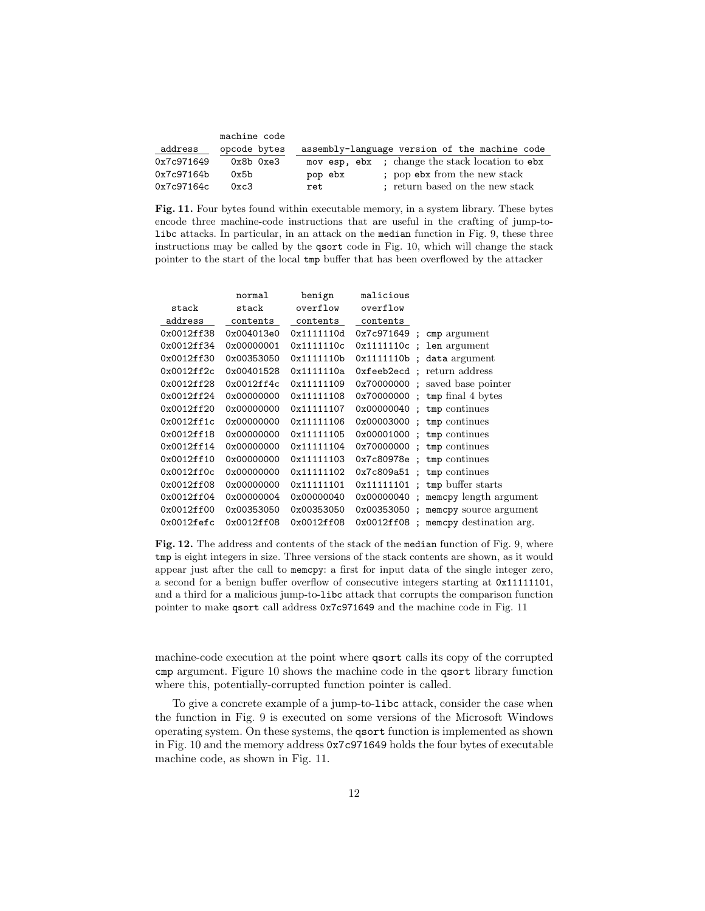| address | machine code opcode bytes | assembly-language version of the machine code |
|---|---|---|
| 0x7c971649 | 0x8b 0xe3 | mov esp, ebx ; change the stack location to ebx |
| 0x7c97164b | 0x5b | pop ebx ; pop ebx from the new stack |
| 0x7c97164c | 0xc3 | ret ; return based on the new stack |

**Fig. 11.** Four bytes found within executable memory, in a system library. These bytes encode three machine-code instructions that are useful in the crafting of jump-to-libc attacks. In particular, in an attack on the median function in Fig. 9, these three instructions may be called by the qsort code in Fig. 10, which will change the stack pointer to the start of the local tmp buffer that has been overflowed by the attacker

| stack address | normal stack contents | benign overflow contents | malicious overflow contents | |
|---|---|---|---|---|
| 0x0012ff38 | 0x004013e0 | 0x1111110d | 0x7c971649 | ; cmp argument |
| 0x0012ff34 | 0x00000001 | 0x1111110c | 0x1111110c | ; len argument |
| 0x0012ff30 | 0x00353050 | 0x1111110b | 0x1111110b | ; data argument |
| 0x0012ff2c | 0x00401528 | 0x1111110a | 0xfeeb2ecd | ; return address |
| 0x0012ff28 | 0x0012ff4c | 0x11111109 | 0x70000000 | ; saved base pointer |
| 0x0012ff24 | 0x00000000 | 0x11111108 | 0x70000000 | ; tmp final 4 bytes |
| 0x0012ff20 | 0x00000000 | 0x11111107 | 0x00000040 | ; tmp continues |
| 0x0012ff1c | 0x00000000 | 0x11111106 | 0x00003000 | ; tmp continues |
| 0x0012ff18 | 0x00000000 | 0x11111105 | 0x00001000 | ; tmp continues |
| 0x0012ff14 | 0x00000000 | 0x11111104 | 0x70000000 | ; tmp continues |
| 0x0012ff10 | 0x00000000 | 0x11111103 | 0x7c80978e | ; tmp continues |
| 0x0012ff0c | 0x00000000 | 0x11111102 | 0x7c809a51 | ; tmp continues |
| 0x0012ff08 | 0x00000000 | 0x11111101 | 0x11111101 | ; tmp buffer starts |
| 0x0012ff04 | 0x00000004 | 0x00000040 | 0x00000040 | ; memcpy length argument |
| 0x0012ff00 | 0x00353050 | 0x00353050 | 0x00353050 | ; memcpy source argument |
| 0x0012fefc | 0x0012ff08 | 0x0012ff08 | 0x0012ff08 | ; memcpy destination arg. |

**Fig. 12.** The address and contents of the stack of the median function of Fig. 9, where tmp is eight integers in size. Three versions of the stack contents are shown, as it would appear just after the call to memcpy: a first for input data of the single integer zero, a second for a benign buffer overflow of consecutive integers starting at 0x11111101, and a third for a malicious jump-to-libc attack that corrupts the comparison function pointer to make qsort call address 0x7c971649 and the machine code in Fig. 11

machine-code execution at the point where qsort calls its copy of the corrupted cmp argument. Figure 10 shows the machine code in the qsort library function where this, potentially-corrupted function pointer is called.

To give a concrete example of a jump-to-libc attack, consider the case when the function in Fig. 9 is executed on some versions of the Microsoft Windows operating system. On these systems, the qsort function is implemented as shown in Fig. 10 and the memory address 0x7c971649 holds the four bytes of executable machine code, as shown in Fig. 11.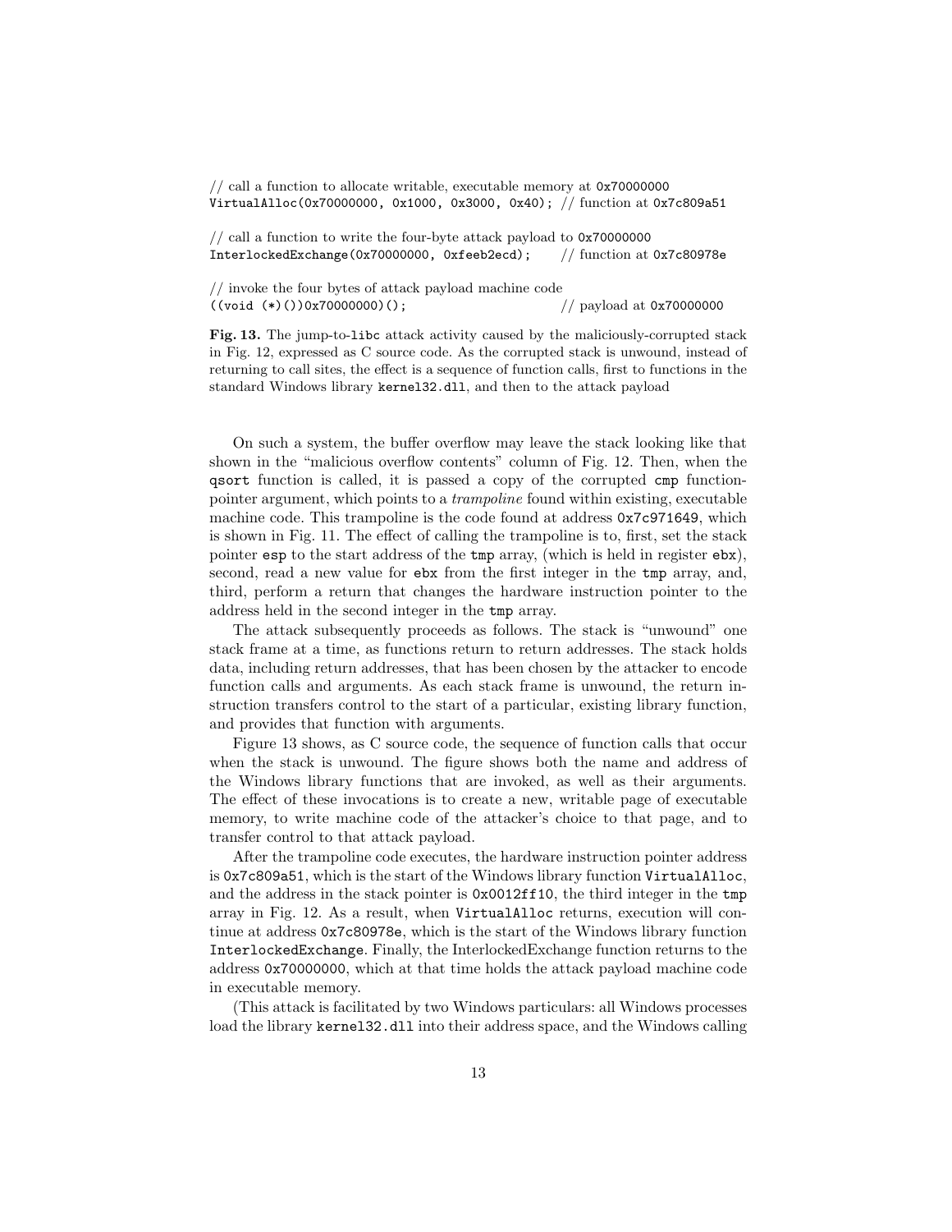```
// call a function to allocate writable, executable memory at 0x70000000
VirtualAlloc(0x70000000, 0x1000, 0x3000, 0x40); // function at 0x7c809a51

// call a function to write the four-byte attack payload to 0x70000000
InterlockedExchange(0x70000000, 0xfeeb2ecd);    // function at 0x7c80978e

// invoke the four bytes of attack payload machine code
((void (*)())0x70000000)();                     // payload at 0x70000000
```

**Fig. 13.** The jump-to-`libc` attack activity caused by the maliciously-corrupted stack in Fig. 12, expressed as C source code. As the corrupted stack is unwound, instead of returning to call sites, the effect is a sequence of function calls, first to functions in the standard Windows library `kernel32.dll`, and then to the attack payload

On such a system, the buffer overflow may leave the stack looking like that shown in the "malicious overflow contents" column of Fig. 12. Then, when the `qsort` function is called, it is passed a copy of the corrupted `cmp` function-pointer argument, which points to a *trampoline* found within existing, executable machine code. This trampoline is the code found at address `0x7c971649`, which is shown in Fig. 11. The effect of calling the trampoline is to, first, set the stack pointer `esp` to the start address of the `tmp` array, (which is held in register `ebx`), second, read a new value for `ebx` from the first integer in the `tmp` array, and, third, perform a return that changes the hardware instruction pointer to the address held in the second integer in the `tmp` array.

The attack subsequently proceeds as follows. The stack is "unwound" one stack frame at a time, as functions return to return addresses. The stack holds data, including return addresses, that has been chosen by the attacker to encode function calls and arguments. As each stack frame is unwound, the return instruction transfers control to the start of a particular, existing library function, and provides that function with arguments.

Figure 13 shows, as C source code, the sequence of function calls that occur when the stack is unwound. The figure shows both the name and address of the Windows library functions that are invoked, as well as their arguments. The effect of these invocations is to create a new, writable page of executable memory, to write machine code of the attacker's choice to that page, and to transfer control to that attack payload.

After the trampoline code executes, the hardware instruction pointer address is `0x7c809a51`, which is the start of the Windows library function `VirtualAlloc`, and the address in the stack pointer is `0x0012ff10`, the third integer in the `tmp` array in Fig. 12. As a result, when `VirtualAlloc` returns, execution will continue at address `0x7c80978e`, which is the start of the Windows library function `InterlockedExchange`. Finally, the InterlockedExchange function returns to the address `0x70000000`, which at that time holds the attack payload machine code in executable memory.

(This attack is facilitated by two Windows particulars: all Windows processes load the library `kernel32.dll` into their address space, and the Windows calling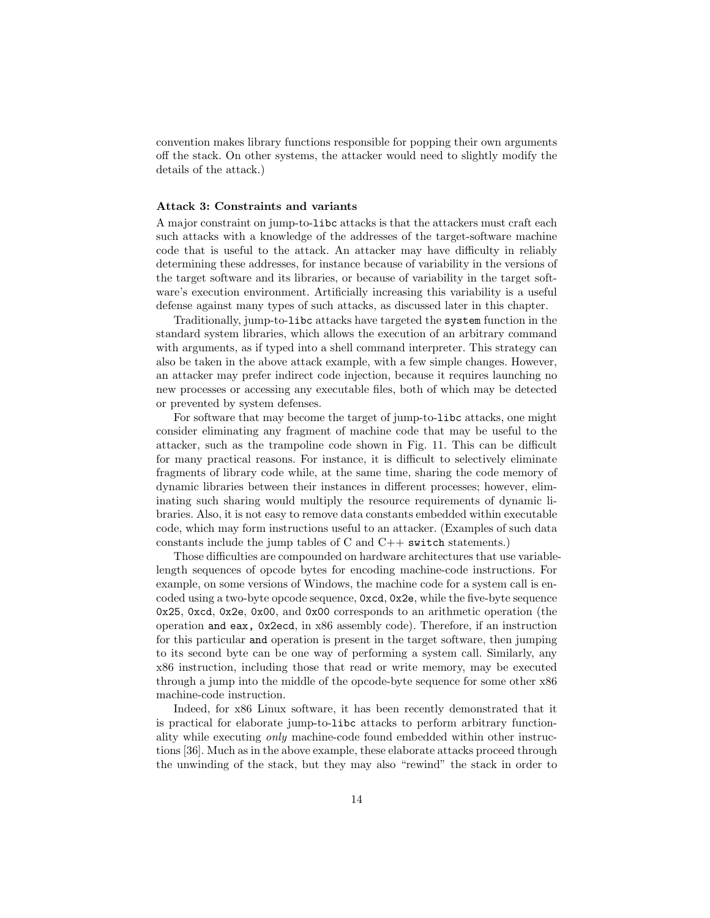convention makes library functions responsible for popping their own arguments off the stack. On other systems, the attacker would need to slightly modify the details of the attack.)

**Attack 3: Constraints and variants**

A major constraint on jump-to-`libc` attacks is that the attackers must craft each such attacks with a knowledge of the addresses of the target-software machine code that is useful to the attack. An attacker may have difficulty in reliably determining these addresses, for instance because of variability in the versions of the target software and its libraries, or because of variability in the target software's execution environment. Artificially increasing this variability is a useful defense against many types of such attacks, as discussed later in this chapter.

Traditionally, jump-to-`libc` attacks have targeted the `system` function in the standard system libraries, which allows the execution of an arbitrary command with arguments, as if typed into a shell command interpreter. This strategy can also be taken in the above attack example, with a few simple changes. However, an attacker may prefer indirect code injection, because it requires launching no new processes or accessing any executable files, both of which may be detected or prevented by system defenses.

For software that may become the target of jump-to-`libc` attacks, one might consider eliminating any fragment of machine code that may be useful to the attacker, such as the trampoline code shown in Fig. 11. This can be difficult for many practical reasons. For instance, it is difficult to selectively eliminate fragments of library code while, at the same time, sharing the code memory of dynamic libraries between their instances in different processes; however, eliminating such sharing would multiply the resource requirements of dynamic libraries. Also, it is not easy to remove data constants embedded within executable code, which may form instructions useful to an attacker. (Examples of such data constants include the jump tables of C and C++ `switch` statements.)

Those difficulties are compounded on hardware architectures that use variable-length sequences of opcode bytes for encoding machine-code instructions. For example, on some versions of Windows, the machine code for a system call is encoded using a two-byte opcode sequence, `0xcd`, `0x2e`, while the five-byte sequence `0x25`, `0xcd`, `0x2e`, `0x00`, and `0x00` corresponds to an arithmetic operation (the operation `and eax, 0x2ecd`, in x86 assembly code). Therefore, if an instruction for this particular `and` operation is present in the target software, then jumping to its second byte can be one way of performing a system call. Similarly, any x86 instruction, including those that read or write memory, may be executed through a jump into the middle of the opcode-byte sequence for some other x86 machine-code instruction.

Indeed, for x86 Linux software, it has been recently demonstrated that it is practical for elaborate jump-to-`libc` attacks to perform arbitrary functionality while executing *only* machine-code found embedded within other instructions [36]. Much as in the above example, these elaborate attacks proceed through the unwinding of the stack, but they may also "rewind" the stack in order to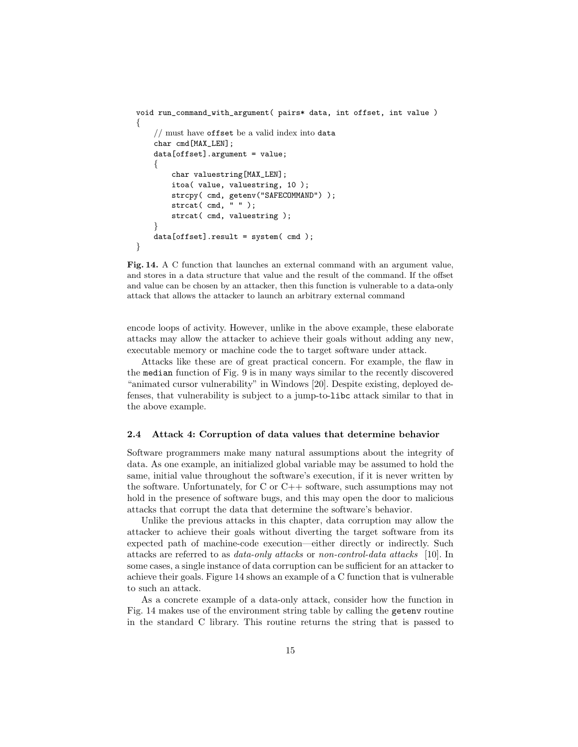```
void run_command_with_argument( pairs* data, int offset, int value )
{
    // must have offset be a valid index into data
    char cmd[MAX_LEN];
    data[offset].argument = value;
    {
        char valuestring[MAX_LEN];
        itoa( value, valuestring, 10 );
        strcpy( cmd, getenv("SAFECOMMAND") );
        strcat( cmd, " " );
        strcat( cmd, valuestring );
    }
    data[offset].result = system( cmd );
}
```

**Fig. 14.** A C function that launches an external command with an argument value, and stores in a data structure that value and the result of the command. If the offset and value can be chosen by an attacker, then this function is vulnerable to a data-only attack that allows the attacker to launch an arbitrary external command

encode loops of activity. However, unlike in the above example, these elaborate attacks may allow the attacker to achieve their goals without adding any new, executable memory or machine code the to target software under attack.

Attacks like these are of great practical concern. For example, the flaw in the `median` function of Fig. 9 is in many ways similar to the recently discovered "animated cursor vulnerability" in Windows [20]. Despite existing, deployed defenses, that vulnerability is subject to a jump-to-`libc` attack similar to that in the above example.

### 2.4 Attack 4: Corruption of data values that determine behavior

Software programmers make many natural assumptions about the integrity of data. As one example, an initialized global variable may be assumed to hold the same, initial value throughout the software's execution, if it is never written by the software. Unfortunately, for C or C++ software, such assumptions may not hold in the presence of software bugs, and this may open the door to malicious attacks that corrupt the data that determine the software's behavior.

Unlike the previous attacks in this chapter, data corruption may allow the attacker to achieve their goals without diverting the target software from its expected path of machine-code execution—either directly or indirectly. Such attacks are referred to as *data-only attacks* or *non-control-data attacks* [10]. In some cases, a single instance of data corruption can be sufficient for an attacker to achieve their goals. Figure 14 shows an example of a C function that is vulnerable to such an attack.

As a concrete example of a data-only attack, consider how the function in Fig. 14 makes use of the environment string table by calling the `getenv` routine in the standard C library. This routine returns the string that is passed to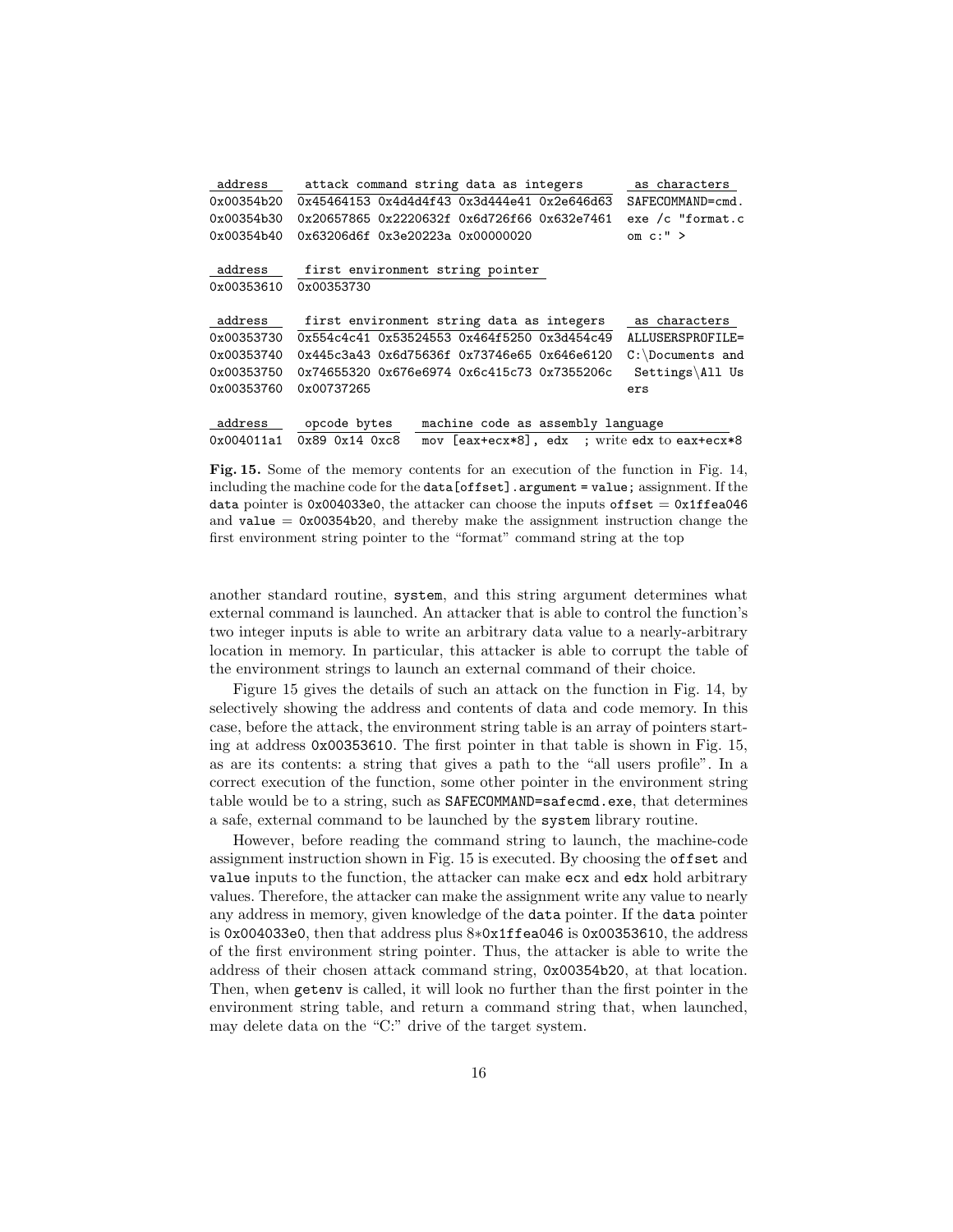| address | attack command string data as integers | as characters |
| --- | --- | --- |
| 0x00354b20 | 0x45464153 0x4d4d4f43 0x3d444e41 0x2e646d63 | SAFECOMMAND=cmd. |
| 0x00354b30 | 0x20657865 0x2220632f 0x6d726f66 0x632e7461 | exe /c "format.c |
| 0x00354b40 | 0x63206d6f 0x3e20223a 0x00000020 | om c:" > |

| address | first environment string pointer |
| --- | --- |
| 0x00353610 | 0x00353730 |

| address | first environment string data as integers | as characters |
| --- | --- | --- |
| 0x00353730 | 0x554c4c41 0x53524553 0x464f5250 0x3d454c49 | ALLUSERSPROFILE= |
| 0x00353740 | 0x445c3a43 0x6d75636f 0x73746e65 0x646e6120 | C:\Documents and |
| 0x00353750 | 0x74655320 0x676e6974 0x6c415c73 0x7355206c | Settings\All Us |
| 0x00353760 | 0x00737265 | ers |

| address | opcode bytes | machine code as assembly language |
| --- | --- | --- |
| 0x004011a1 | 0x89 0x14 0xc8 | mov [eax+ecx*8], edx ; write edx to eax+ecx*8 |

**Fig. 15.** Some of the memory contents for an execution of the function in Fig. 14, including the machine code for the `data[offset].argument = value;` assignment. If the `data` pointer is `0x004033e0`, the attacker can choose the inputs `offset` = `0x1ffea046` and `value` = `0x00354b20`, and thereby make the assignment instruction change the first environment string pointer to the "format" command string at the top

another standard routine, `system`, and this string argument determines what external command is launched. An attacker that is able to control the function's two integer inputs is able to write an arbitrary data value to a nearly-arbitrary location in memory. In particular, this attacker is able to corrupt the table of the environment strings to launch an external command of their choice.

Figure 15 gives the details of such an attack on the function in Fig. 14, by selectively showing the address and contents of data and code memory. In this case, before the attack, the environment string table is an array of pointers starting at address `0x00353610`. The first pointer in that table is shown in Fig. 15, as are its contents: a string that gives a path to the "all users profile". In a correct execution of the function, some other pointer in the environment string table would be to a string, such as `SAFECOMMAND=safecmd.exe`, that determines a safe, external command to be launched by the `system` library routine.

However, before reading the command string to launch, the machine-code assignment instruction shown in Fig. 15 is executed. By choosing the `offset` and `value` inputs to the function, the attacker can make `ecx` and `edx` hold arbitrary values. Therefore, the attacker can make the assignment write any value to nearly any address in memory, given knowledge of the `data` pointer. If the `data` pointer is `0x004033e0`, then that address plus 8∗`0x1ffea046` is `0x00353610`, the address of the first environment string pointer. Thus, the attacker is able to write the address of their chosen attack command string, `0x00354b20`, at that location. Then, when `getenv` is called, it will look no further than the first pointer in the environment string table, and return a command string that, when launched, may delete data on the "C:" drive of the target system.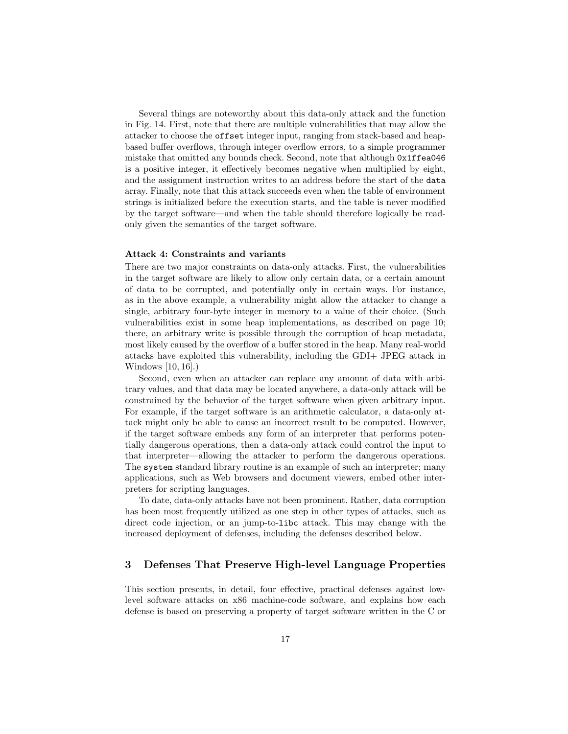Several things are noteworthy about this data-only attack and the function in Fig. 14. First, note that there are multiple vulnerabilities that may allow the attacker to choose the `offset` integer input, ranging from stack-based and heap-based buffer overflows, through integer overflow errors, to a simple programmer mistake that omitted any bounds check. Second, note that although `0x1ffea046` is a positive integer, it effectively becomes negative when multiplied by eight, and the assignment instruction writes to an address before the start of the `data` array. Finally, note that this attack succeeds even when the table of environment strings is initialized before the execution starts, and the table is never modified by the target software—and when the table should therefore logically be read-only given the semantics of the target software.

#### Attack 4: Constraints and variants

There are two major constraints on data-only attacks. First, the vulnerabilities in the target software are likely to allow only certain data, or a certain amount of data to be corrupted, and potentially only in certain ways. For instance, as in the above example, a vulnerability might allow the attacker to change a single, arbitrary four-byte integer in memory to a value of their choice. (Such vulnerabilities exist in some heap implementations, as described on page 10; there, an arbitrary write is possible through the corruption of heap metadata, most likely caused by the overflow of a buffer stored in the heap. Many real-world attacks have exploited this vulnerability, including the GDI+ JPEG attack in Windows [10, 16].)

Second, even when an attacker can replace any amount of data with arbitrary values, and that data may be located anywhere, a data-only attack will be constrained by the behavior of the target software when given arbitrary input. For example, if the target software is an arithmetic calculator, a data-only attack might only be able to cause an incorrect result to be computed. However, if the target software embeds any form of an interpreter that performs potentially dangerous operations, then a data-only attack could control the input to that interpreter—allowing the attacker to perform the dangerous operations. The `system` standard library routine is an example of such an interpreter; many applications, such as Web browsers and document viewers, embed other interpreters for scripting languages.

To date, data-only attacks have not been prominent. Rather, data corruption has been most frequently utilized as one step in other types of attacks, such as direct code injection, or an jump-to-`libc` attack. This may change with the increased deployment of defenses, including the defenses described below.

## 3 Defenses That Preserve High-level Language Properties

This section presents, in detail, four effective, practical defenses against low-level software attacks on x86 machine-code software, and explains how each defense is based on preserving a property of target software written in the C or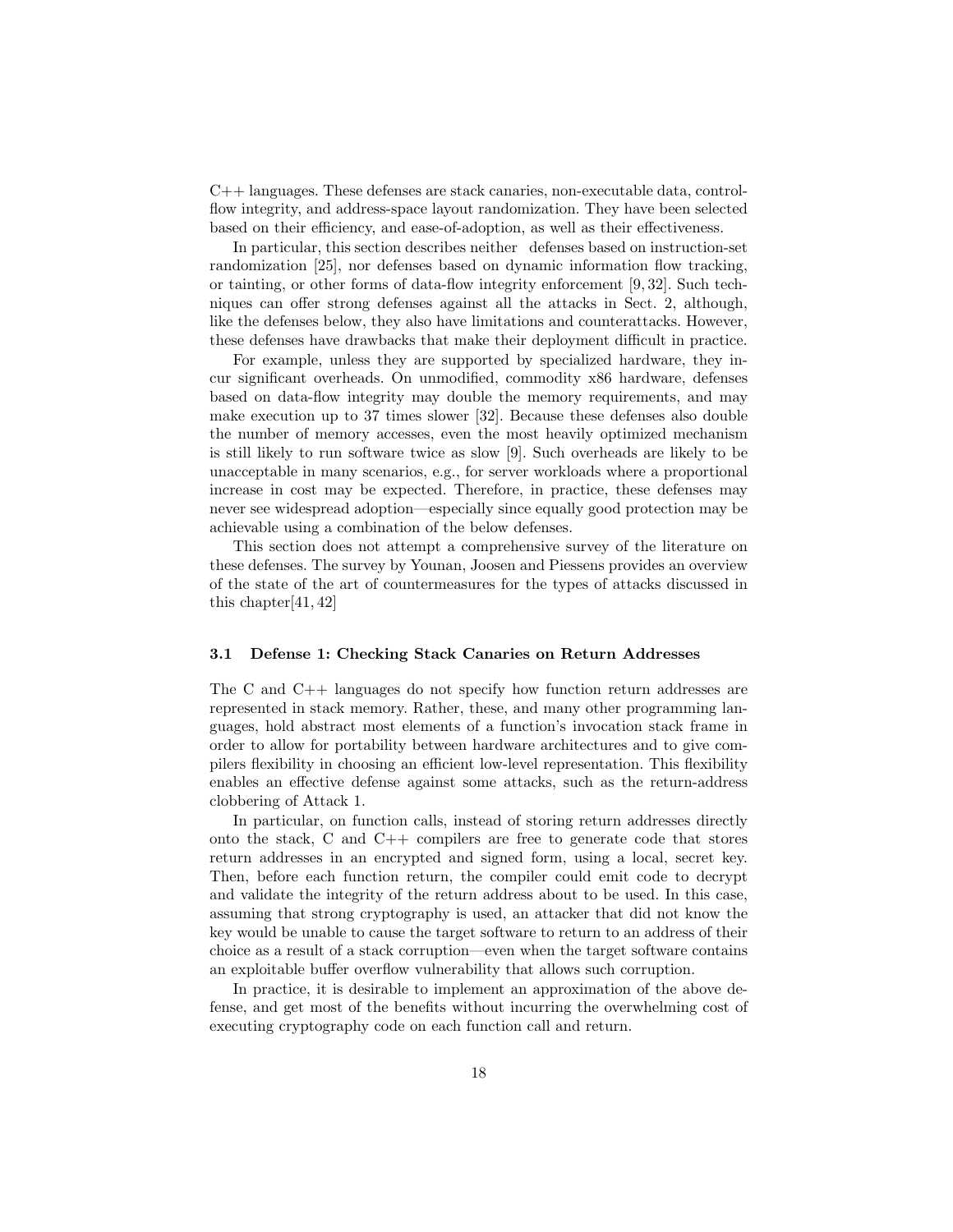C++ languages. These defenses are stack canaries, non-executable data, control-flow integrity, and address-space layout randomization. They have been selected based on their efficiency, and ease-of-adoption, as well as their effectiveness.

In particular, this section describes neither defenses based on instruction-set randomization [25], nor defenses based on dynamic information flow tracking, or tainting, or other forms of data-flow integrity enforcement [9, 32]. Such techniques can offer strong defenses against all the attacks in Sect. 2, although, like the defenses below, they also have limitations and counterattacks. However, these defenses have drawbacks that make their deployment difficult in practice.

For example, unless they are supported by specialized hardware, they incur significant overheads. On unmodified, commodity x86 hardware, defenses based on data-flow integrity may double the memory requirements, and may make execution up to 37 times slower [32]. Because these defenses also double the number of memory accesses, even the most heavily optimized mechanism is still likely to run software twice as slow [9]. Such overheads are likely to be unacceptable in many scenarios, e.g., for server workloads where a proportional increase in cost may be expected. Therefore, in practice, these defenses may never see widespread adoption—especially since equally good protection may be achievable using a combination of the below defenses.

This section does not attempt a comprehensive survey of the literature on these defenses. The survey by Younan, Joosen and Piessens provides an overview of the state of the art of countermeasures for the types of attacks discussed in this chapter[41, 42]

### 3.1 Defense 1: Checking Stack Canaries on Return Addresses

The C and C++ languages do not specify how function return addresses are represented in stack memory. Rather, these, and many other programming languages, hold abstract most elements of a function's invocation stack frame in order to allow for portability between hardware architectures and to give compilers flexibility in choosing an efficient low-level representation. This flexibility enables an effective defense against some attacks, such as the return-address clobbering of Attack 1.

In particular, on function calls, instead of storing return addresses directly onto the stack, C and C++ compilers are free to generate code that stores return addresses in an encrypted and signed form, using a local, secret key. Then, before each function return, the compiler could emit code to decrypt and validate the integrity of the return address about to be used. In this case, assuming that strong cryptography is used, an attacker that did not know the key would be unable to cause the target software to return to an address of their choice as a result of a stack corruption—even when the target software contains an exploitable buffer overflow vulnerability that allows such corruption.

In practice, it is desirable to implement an approximation of the above defense, and get most of the benefits without incurring the overwhelming cost of executing cryptography code on each function call and return.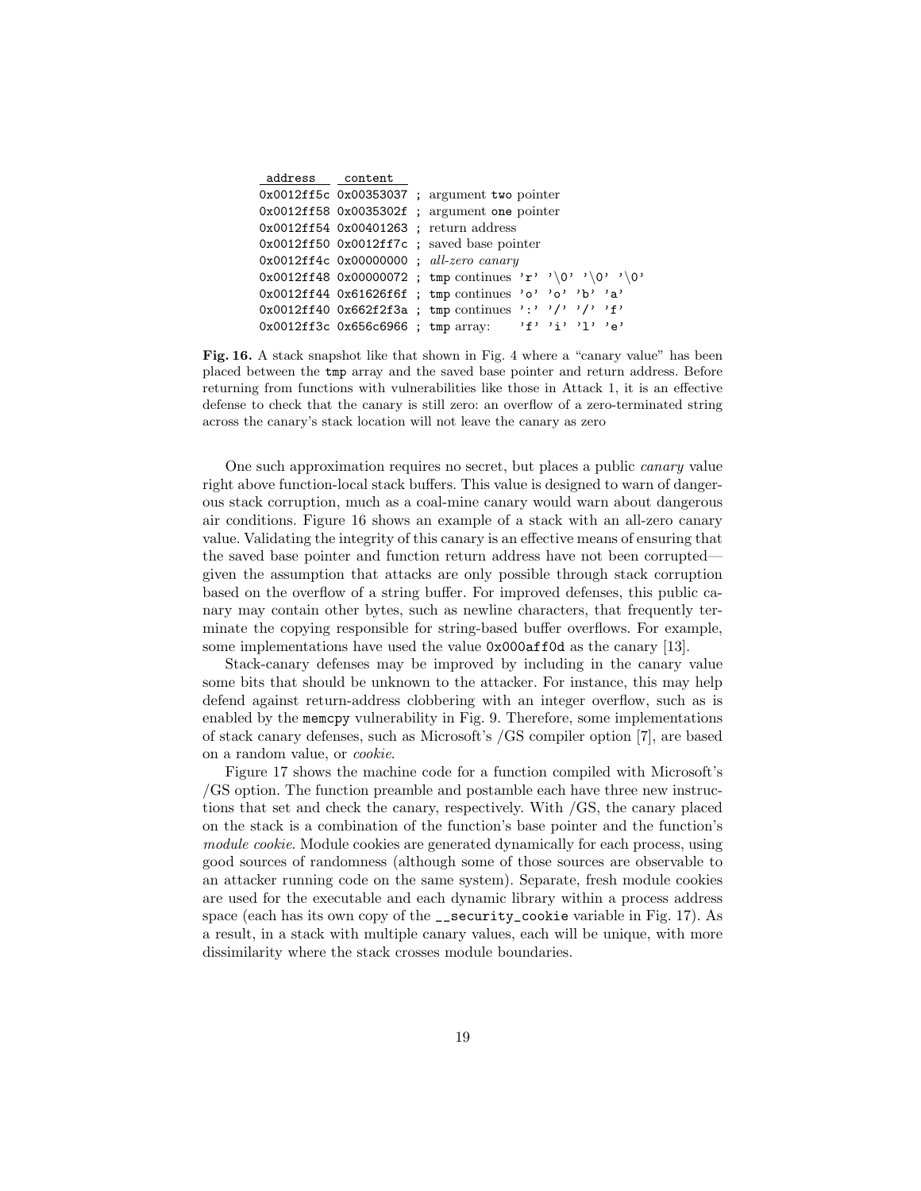```
 address    content
0x0012ff5c 0x00353037 ; argument two pointer
0x0012ff58 0x0035302f ; argument one pointer
0x0012ff54 0x00401263 ; return address
0x0012ff50 0x0012ff7c ; saved base pointer
0x0012ff4c 0x00000000 ; all-zero canary
0x0012ff48 0x00000072 ; tmp continues 'r' '\0' '\0' '\0'
0x0012ff44 0x61626f6f ; tmp continues 'o' 'o' 'b' 'a'
0x0012ff40 0x662f2f3a ; tmp continues ':' '/' '/' 'f'
0x0012ff3c 0x656c6966 ; tmp array:    'f' 'i' 'l' 'e'
```

**Fig. 16.** A stack snapshot like that shown in Fig. 4 where a "canary value" has been placed between the `tmp` array and the saved base pointer and return address. Before returning from functions with vulnerabilities like those in Attack 1, it is an effective defense to check that the canary is still zero: an overflow of a zero-terminated string across the canary's stack location will not leave the canary as zero

One such approximation requires no secret, but places a public *canary* value right above function-local stack buffers. This value is designed to warn of dangerous stack corruption, much as a coal-mine canary would warn about dangerous air conditions. Figure 16 shows an example of a stack with an all-zero canary value. Validating the integrity of this canary is an effective means of ensuring that the saved base pointer and function return address have not been corrupted—given the assumption that attacks are only possible through stack corruption based on the overflow of a string buffer. For improved defenses, this public canary may contain other bytes, such as newline characters, that frequently terminate the copying responsible for string-based buffer overflows. For example, some implementations have used the value `0x000aff0d` as the canary [13].

Stack-canary defenses may be improved by including in the canary value some bits that should be unknown to the attacker. For instance, this may help defend against return-address clobbering with an integer overflow, such as is enabled by the `memcpy` vulnerability in Fig. 9. Therefore, some implementations of stack canary defenses, such as Microsoft's /GS compiler option [7], are based on a random value, or *cookie*.

Figure 17 shows the machine code for a function compiled with Microsoft's /GS option. The function preamble and postamble each have three new instructions that set and check the canary, respectively. With /GS, the canary placed on the stack is a combination of the function's base pointer and the function's *module cookie*. Module cookies are generated dynamically for each process, using good sources of randomness (although some of those sources are observable to an attacker running code on the same system). Separate, fresh module cookies are used for the executable and each dynamic library within a process address space (each has its own copy of the `__security_cookie` variable in Fig. 17). As a result, in a stack with multiple canary values, each will be unique, with more dissimilarity where the stack crosses module boundaries.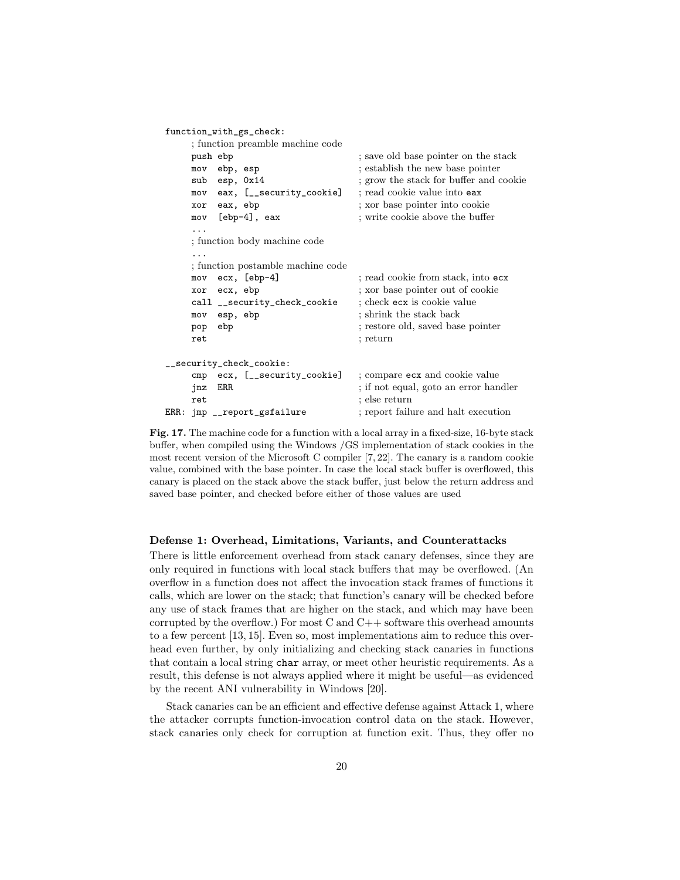```
function_with_gs_check:
      ; function preamble machine code
      push ebp                          ; save old base pointer on the stack
      mov  ebp, esp                     ; establish the new base pointer
      sub  esp, 0x14                    ; grow the stack for buffer and cookie
      mov  eax, [__security_cookie]     ; read cookie value into eax
      xor  eax, ebp                     ; xor base pointer into cookie
      mov  [ebp-4], eax                 ; write cookie above the buffer
      ...
      ; function body machine code
      ...
      ; function postamble machine code
      mov  ecx, [ebp-4]                 ; read cookie from stack, into ecx
      xor  ecx, ebp                     ; xor base pointer out of cookie
      call __security_check_cookie      ; check ecx is cookie value
      mov  esp, ebp                     ; shrink the stack back
      pop  ebp                          ; restore old, saved base pointer
      ret                               ; return

__security_check_cookie:
      cmp  ecx, [__security_cookie]     ; compare ecx and cookie value
      jnz  ERR                          ; if not equal, goto an error handler
      ret                               ; else return
ERR:  jmp __report_gsfailure            ; report failure and halt execution
```

**Fig. 17.** The machine code for a function with a local array in a fixed-size, 16-byte stack buffer, when compiled using the Windows /GS implementation of stack cookies in the most recent version of the Microsoft C compiler [7, 22]. The canary is a random cookie value, combined with the base pointer. In case the local stack buffer is overflowed, this canary is placed on the stack above the stack buffer, just below the return address and saved base pointer, and checked before either of those values are used

### Defense 1: Overhead, Limitations, Variants, and Counterattacks

There is little enforcement overhead from stack canary defenses, since they are only required in functions with local stack buffers that may be overflowed. (An overflow in a function does not affect the invocation stack frames of functions it calls, which are lower on the stack; that function's canary will be checked before any use of stack frames that are higher on the stack, and which may have been corrupted by the overflow.) For most C and C++ software this overhead amounts to a few percent [13, 15]. Even so, most implementations aim to reduce this overhead even further, by only initializing and checking stack canaries in functions that contain a local string `char` array, or meet other heuristic requirements. As a result, this defense is not always applied where it might be useful—as evidenced by the recent ANI vulnerability in Windows [20].

Stack canaries can be an efficient and effective defense against Attack 1, where the attacker corrupts function-invocation control data on the stack. However, stack canaries only check for corruption at function exit. Thus, they offer no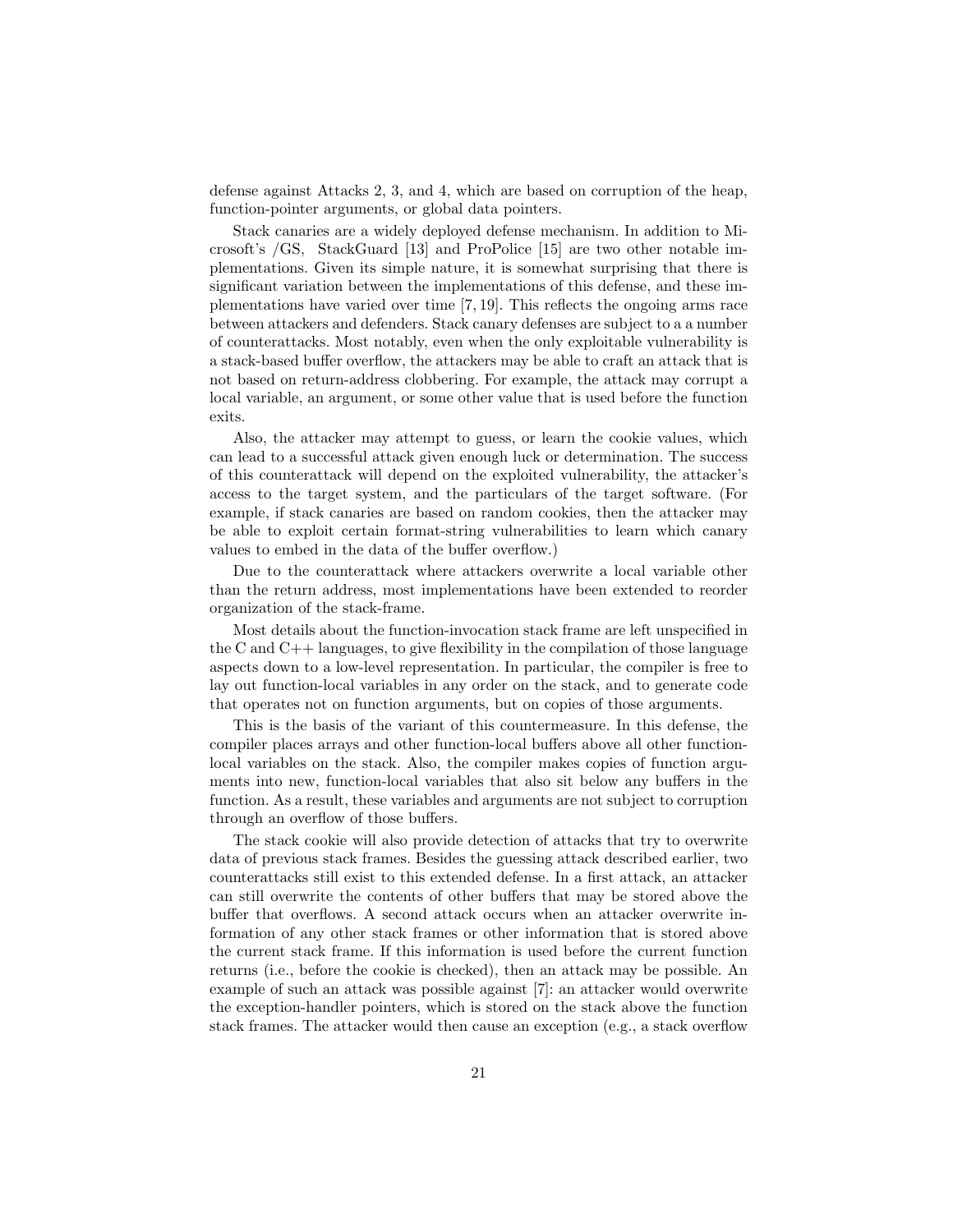defense against Attacks 2, 3, and 4, which are based on corruption of the heap, function-pointer arguments, or global data pointers.

Stack canaries are a widely deployed defense mechanism. In addition to Microsoft's /GS, StackGuard [13] and ProPolice [15] are two other notable implementations. Given its simple nature, it is somewhat surprising that there is significant variation between the implementations of this defense, and these implementations have varied over time [7, 19]. This reflects the ongoing arms race between attackers and defenders. Stack canary defenses are subject to a a number of counterattacks. Most notably, even when the only exploitable vulnerability is a stack-based buffer overflow, the attackers may be able to craft an attack that is not based on return-address clobbering. For example, the attack may corrupt a local variable, an argument, or some other value that is used before the function exits.

Also, the attacker may attempt to guess, or learn the cookie values, which can lead to a successful attack given enough luck or determination. The success of this counterattack will depend on the exploited vulnerability, the attacker's access to the target system, and the particulars of the target software. (For example, if stack canaries are based on random cookies, then the attacker may be able to exploit certain format-string vulnerabilities to learn which canary values to embed in the data of the buffer overflow.)

Due to the counterattack where attackers overwrite a local variable other than the return address, most implementations have been extended to reorder organization of the stack-frame.

Most details about the function-invocation stack frame are left unspecified in the C and C++ languages, to give flexibility in the compilation of those language aspects down to a low-level representation. In particular, the compiler is free to lay out function-local variables in any order on the stack, and to generate code that operates not on function arguments, but on copies of those arguments.

This is the basis of the variant of this countermeasure. In this defense, the compiler places arrays and other function-local buffers above all other function-local variables on the stack. Also, the compiler makes copies of function arguments into new, function-local variables that also sit below any buffers in the function. As a result, these variables and arguments are not subject to corruption through an overflow of those buffers.

The stack cookie will also provide detection of attacks that try to overwrite data of previous stack frames. Besides the guessing attack described earlier, two counterattacks still exist to this extended defense. In a first attack, an attacker can still overwrite the contents of other buffers that may be stored above the buffer that overflows. A second attack occurs when an attacker overwrite information of any other stack frames or other information that is stored above the current stack frame. If this information is used before the current function returns (i.e., before the cookie is checked), then an attack may be possible. An example of such an attack was possible against [7]: an attacker would overwrite the exception-handler pointers, which is stored on the stack above the function stack frames. The attacker would then cause an exception (e.g., a stack overflow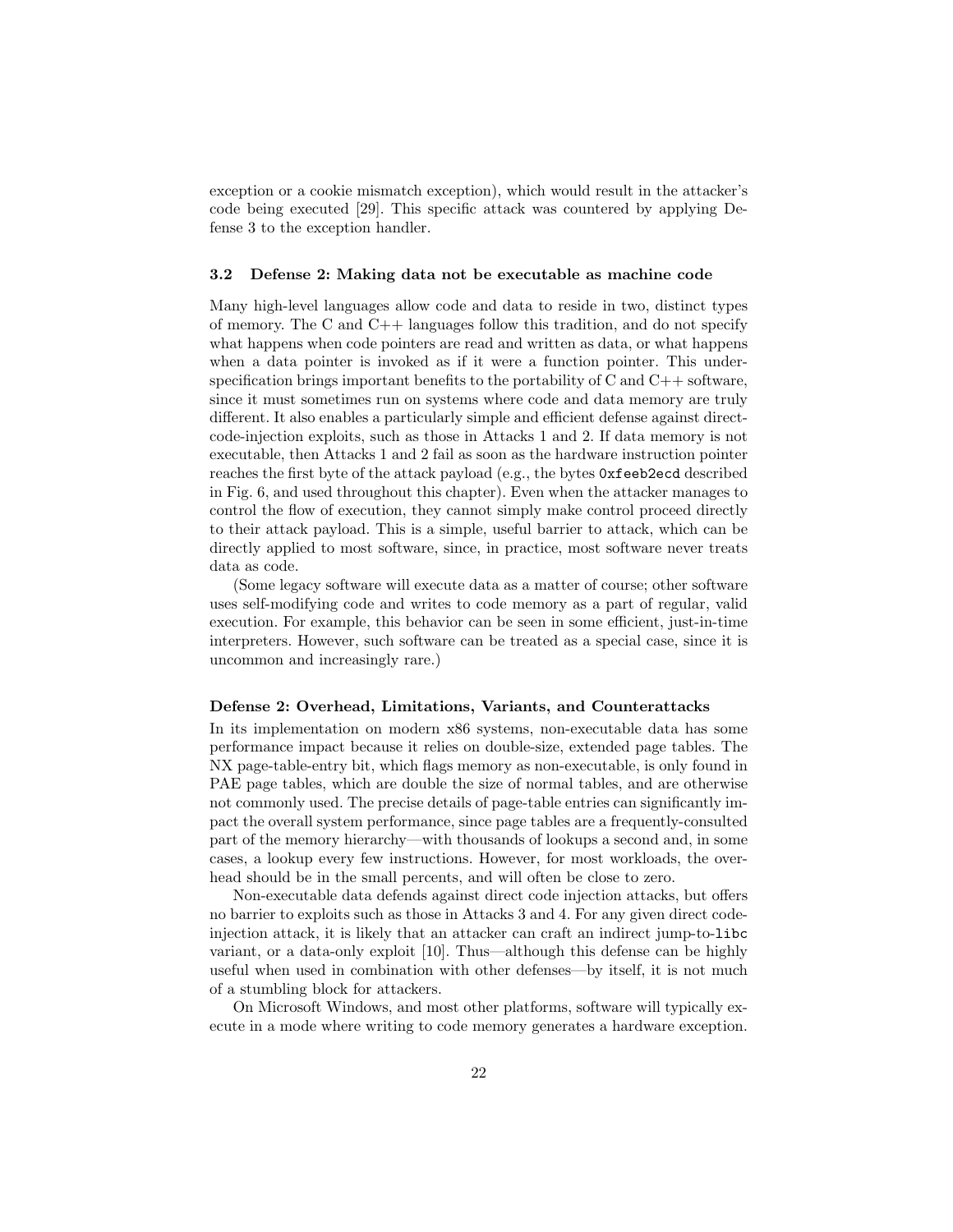exception or a cookie mismatch exception), which would result in the attacker's code being executed [29]. This specific attack was countered by applying Defense 3 to the exception handler.

### 3.2 Defense 2: Making data not be executable as machine code

Many high-level languages allow code and data to reside in two, distinct types of memory. The C and C++ languages follow this tradition, and do not specify what happens when code pointers are read and written as data, or what happens when a data pointer is invoked as if it were a function pointer. This under-specification brings important benefits to the portability of C and C++ software, since it must sometimes run on systems where code and data memory are truly different. It also enables a particularly simple and efficient defense against direct-code-injection exploits, such as those in Attacks 1 and 2. If data memory is not executable, then Attacks 1 and 2 fail as soon as the hardware instruction pointer reaches the first byte of the attack payload (e.g., the bytes `0xfeeb2ecd` described in Fig. 6, and used throughout this chapter). Even when the attacker manages to control the flow of execution, they cannot simply make control proceed directly to their attack payload. This is a simple, useful barrier to attack, which can be directly applied to most software, since, in practice, most software never treats data as code.

(Some legacy software will execute data as a matter of course; other software uses self-modifying code and writes to code memory as a part of regular, valid execution. For example, this behavior can be seen in some efficient, just-in-time interpreters. However, such software can be treated as a special case, since it is uncommon and increasingly rare.)

#### Defense 2: Overhead, Limitations, Variants, and Counterattacks

In its implementation on modern x86 systems, non-executable data has some performance impact because it relies on double-size, extended page tables. The NX page-table-entry bit, which flags memory as non-executable, is only found in PAE page tables, which are double the size of normal tables, and are otherwise not commonly used. The precise details of page-table entries can significantly impact the overall system performance, since page tables are a frequently-consulted part of the memory hierarchy—with thousands of lookups a second and, in some cases, a lookup every few instructions. However, for most workloads, the overhead should be in the small percents, and will often be close to zero.

Non-executable data defends against direct code injection attacks, but offers no barrier to exploits such as those in Attacks 3 and 4. For any given direct code-injection attack, it is likely that an attacker can craft an indirect jump-to-`libc` variant, or a data-only exploit [10]. Thus—although this defense can be highly useful when used in combination with other defenses—by itself, it is not much of a stumbling block for attackers.

On Microsoft Windows, and most other platforms, software will typically execute in a mode where writing to code memory generates a hardware exception.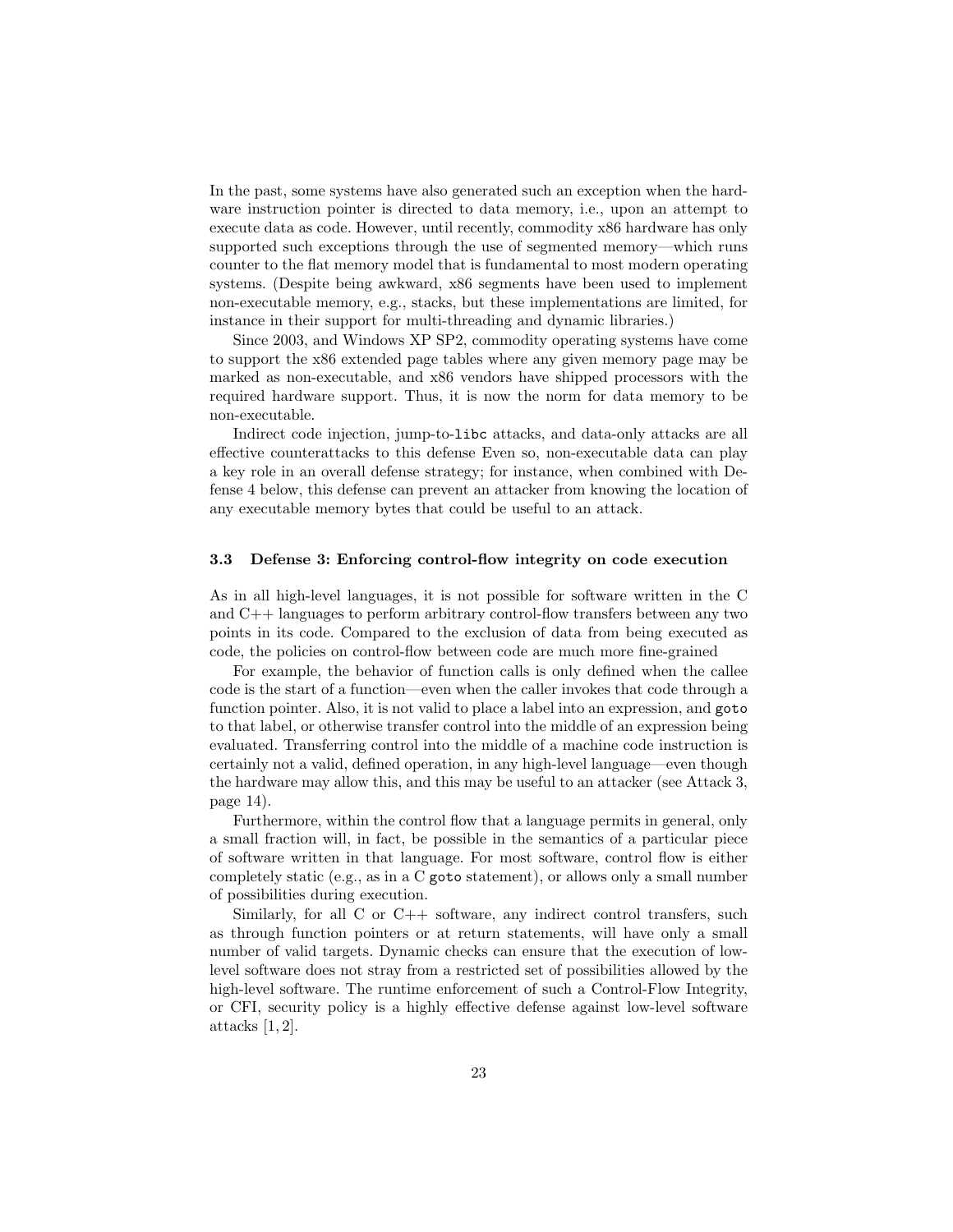In the past, some systems have also generated such an exception when the hardware instruction pointer is directed to data memory, i.e., upon an attempt to execute data as code. However, until recently, commodity x86 hardware has only supported such exceptions through the use of segmented memory—which runs counter to the flat memory model that is fundamental to most modern operating systems. (Despite being awkward, x86 segments have been used to implement non-executable memory, e.g., stacks, but these implementations are limited, for instance in their support for multi-threading and dynamic libraries.)

Since 2003, and Windows XP SP2, commodity operating systems have come to support the x86 extended page tables where any given memory page may be marked as non-executable, and x86 vendors have shipped processors with the required hardware support. Thus, it is now the norm for data memory to be non-executable.

Indirect code injection, jump-to-`libc` attacks, and data-only attacks are all effective counterattacks to this defense Even so, non-executable data can play a key role in an overall defense strategy; for instance, when combined with Defense 4 below, this defense can prevent an attacker from knowing the location of any executable memory bytes that could be useful to an attack.

### 3.3 Defense 3: Enforcing control-flow integrity on code execution

As in all high-level languages, it is not possible for software written in the C and C++ languages to perform arbitrary control-flow transfers between any two points in its code. Compared to the exclusion of data from being executed as code, the policies on control-flow between code are much more fine-grained

For example, the behavior of function calls is only defined when the callee code is the start of a function—even when the caller invokes that code through a function pointer. Also, it is not valid to place a label into an expression, and `goto` to that label, or otherwise transfer control into the middle of an expression being evaluated. Transferring control into the middle of a machine code instruction is certainly not a valid, defined operation, in any high-level language—even though the hardware may allow this, and this may be useful to an attacker (see Attack 3, page 14).

Furthermore, within the control flow that a language permits in general, only a small fraction will, in fact, be possible in the semantics of a particular piece of software written in that language. For most software, control flow is either completely static (e.g., as in a C `goto` statement), or allows only a small number of possibilities during execution.

Similarly, for all C or C++ software, any indirect control transfers, such as through function pointers or at return statements, will have only a small number of valid targets. Dynamic checks can ensure that the execution of low-level software does not stray from a restricted set of possibilities allowed by the high-level software. The runtime enforcement of such a Control-Flow Integrity, or CFI, security policy is a highly effective defense against low-level software attacks [1, 2].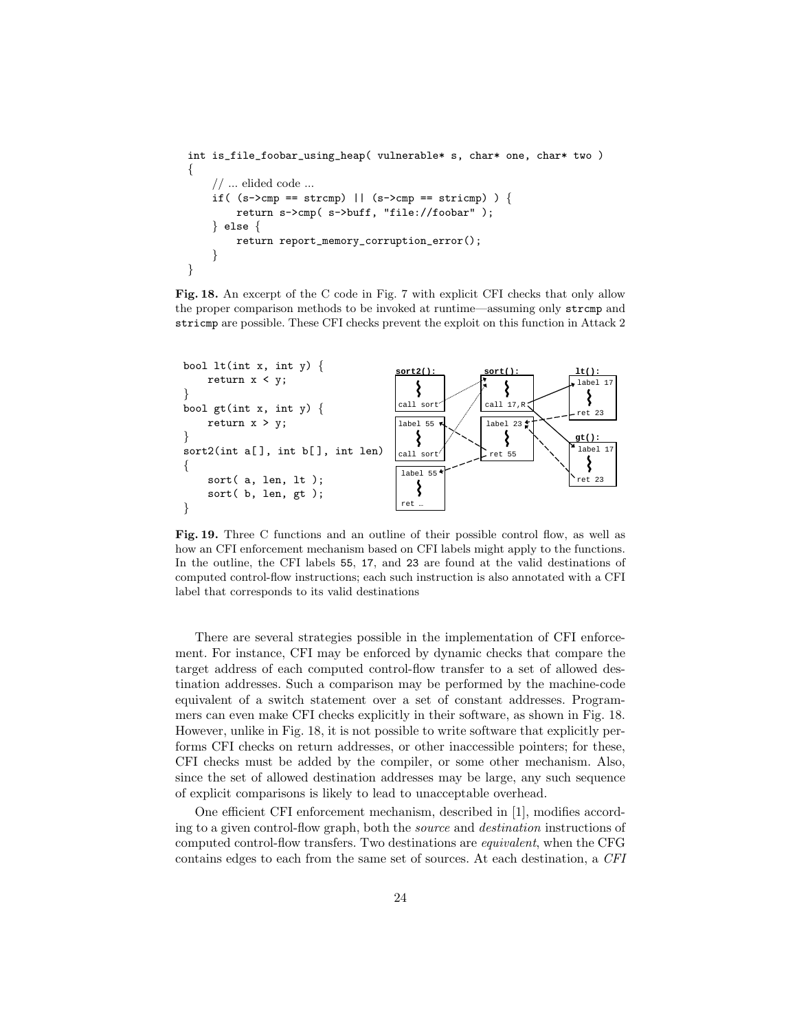```
int is_file_foobar_using_heap( vulnerable* s, char* one, char* two )
{
    // ... elided code ...
    if( (s->cmp == strcmp) || (s->cmp == stricmp) ) {
        return s->cmp( s->buff, "file://foobar" );
    } else {
        return report_memory_corruption_error();
    }
}
```

**Fig. 18.** An excerpt of the C code in Fig. 7 with explicit CFI checks that only allow the proper comparison methods to be invoked at runtime—assuming only `strcmp` and `stricmp` are possible. These CFI checks prevent the exploit on this function in Attack 2

```
bool lt(int x, int y) {
    return x < y;
}
bool gt(int x, int y) {
    return x > y;
}
sort2(int a[], int b[], int len)
{
    sort( a, len, lt );
    sort( b, len, gt );
}
```

**Fig. 19.** Three C functions and an outline of their possible control flow, as well as how an CFI enforcement mechanism based on CFI labels might apply to the functions. In the outline, the CFI labels `55`, `17`, and `23` are found at the valid destinations of computed control-flow instructions; each such instruction is also annotated with a CFI label that corresponds to its valid destinations

There are several strategies possible in the implementation of CFI enforcement. For instance, CFI may be enforced by dynamic checks that compare the target address of each computed control-flow transfer to a set of allowed destination addresses. Such a comparison may be performed by the machine-code equivalent of a switch statement over a set of constant addresses. Programmers can even make CFI checks explicitly in their software, as shown in Fig. 18. However, unlike in Fig. 18, it is not possible to write software that explicitly performs CFI checks on return addresses, or other inaccessible pointers; for these, CFI checks must be added by the compiler, or some other mechanism. Also, since the set of allowed destination addresses may be large, any such sequence of explicit comparisons is likely to lead to unacceptable overhead.

One efficient CFI enforcement mechanism, described in [1], modifies according to a given control-flow graph, both the *source* and *destination* instructions of computed control-flow transfers. Two destinations are *equivalent*, when the CFG contains edges to each from the same set of sources. At each destination, a *CFI*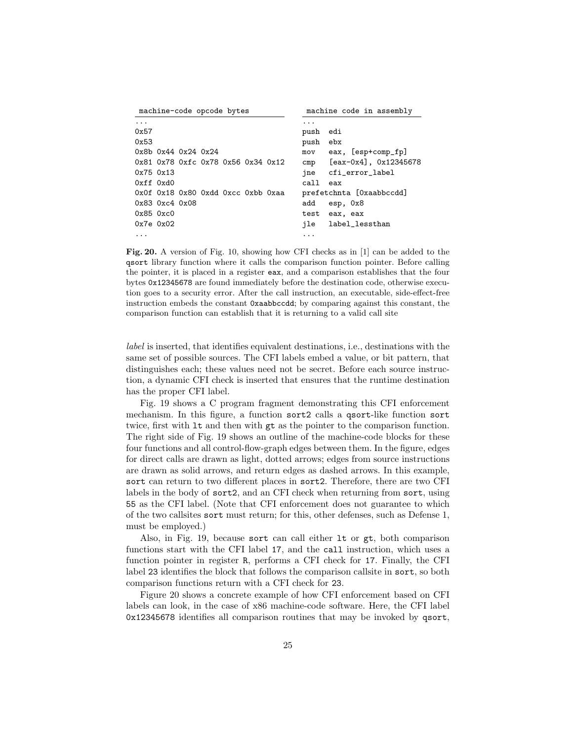| machine-code opcode bytes | machine code in assembly |
|---|---|
| ... | ... |
| 0x57 | push edi |
| 0x53 | push ebx |
| 0x8b 0x44 0x24 0x24 | mov eax, [esp+comp_fp] |
| 0x81 0x78 0xfc 0x78 0x56 0x34 0x12 | cmp [eax-0x4], 0x12345678 |
| 0x75 0x13 | jne cfi_error_label |
| 0xff 0xd0 | call eax |
| 0x0f 0x18 0x80 0xdd 0xcc 0xbb 0xaa | prefetchnta [0xaabbccdd] |
| 0x83 0xc4 0x08 | add esp, 0x8 |
| 0x85 0xc0 | test eax, eax |
| 0x7e 0x02 | jle label_lessthan |
| ... | ... |

**Fig. 20.** A version of Fig. 10, showing how CFI checks as in [1] can be added to the `qsort` library function where it calls the comparison function pointer. Before calling the pointer, it is placed in a register `eax`, and a comparison establishes that the four bytes `0x12345678` are found immediately before the destination code, otherwise execution goes to a security error. After the call instruction, an executable, side-effect-free instruction embeds the constant `0xaabbccdd`; by comparing against this constant, the comparison function can establish that it is returning to a valid call site

*label* is inserted, that identifies equivalent destinations, i.e., destinations with the same set of possible sources. The CFI labels embed a value, or bit pattern, that distinguishes each; these values need not be secret. Before each source instruction, a dynamic CFI check is inserted that ensures that the runtime destination has the proper CFI label.

Fig. 19 shows a C program fragment demonstrating this CFI enforcement mechanism. In this figure, a function `sort2` calls a `qsort`-like function `sort` twice, first with `lt` and then with `gt` as the pointer to the comparison function. The right side of Fig. 19 shows an outline of the machine-code blocks for these four functions and all control-flow-graph edges between them. In the figure, edges for direct calls are drawn as light, dotted arrows; edges from source instructions are drawn as solid arrows, and return edges as dashed arrows. In this example, `sort` can return to two different places in `sort2`. Therefore, there are two CFI labels in the body of `sort2`, and an CFI check when returning from `sort`, using `55` as the CFI label. (Note that CFI enforcement does not guarantee to which of the two callsites `sort` must return; for this, other defenses, such as Defense 1, must be employed.)

Also, in Fig. 19, because `sort` can call either `lt` or `gt`, both comparison functions start with the CFI label `17`, and the `call` instruction, which uses a function pointer in register `R`, performs a CFI check for `17`. Finally, the CFI label `23` identifies the block that follows the comparison callsite in `sort`, so both comparison functions return with a CFI check for `23`.

Figure 20 shows a concrete example of how CFI enforcement based on CFI labels can look, in the case of x86 machine-code software. Here, the CFI label `0x12345678` identifies all comparison routines that may be invoked by `qsort`,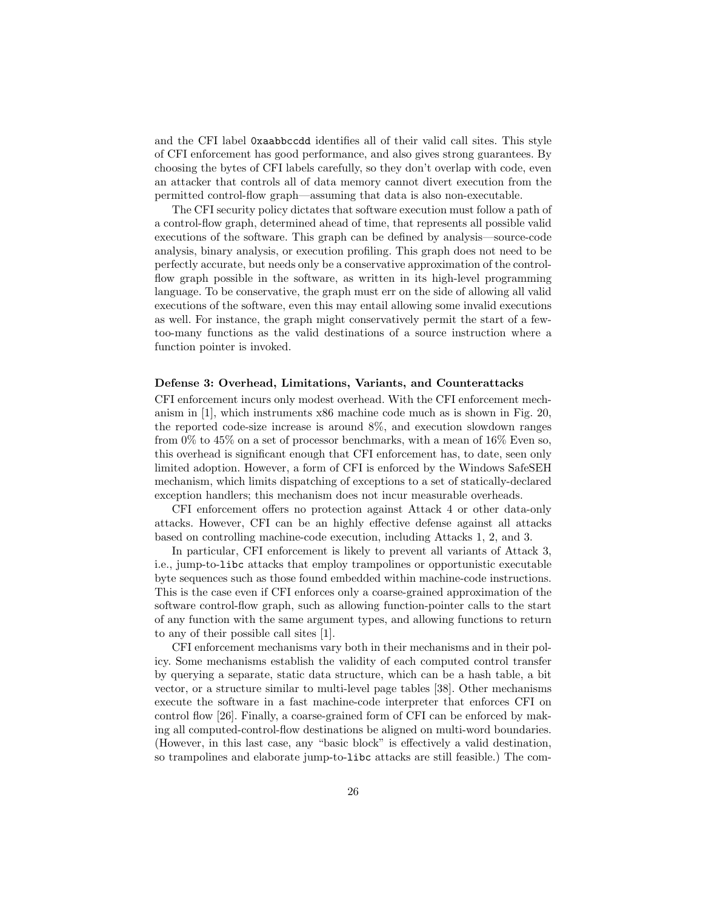and the CFI label `0xaabbccdd` identifies all of their valid call sites. This style of CFI enforcement has good performance, and also gives strong guarantees. By choosing the bytes of CFI labels carefully, so they don't overlap with code, even an attacker that controls all of data memory cannot divert execution from the permitted control-flow graph—assuming that data is also non-executable.

The CFI security policy dictates that software execution must follow a path of a control-flow graph, determined ahead of time, that represents all possible valid executions of the software. This graph can be defined by analysis—source-code analysis, binary analysis, or execution profiling. This graph does not need to be perfectly accurate, but needs only be a conservative approximation of the control-flow graph possible in the software, as written in its high-level programming language. To be conservative, the graph must err on the side of allowing all valid executions of the software, even this may entail allowing some invalid executions as well. For instance, the graph might conservatively permit the start of a few-too-many functions as the valid destinations of a source instruction where a function pointer is invoked.

#### Defense 3: Overhead, Limitations, Variants, and Counterattacks

CFI enforcement incurs only modest overhead. With the CFI enforcement mechanism in [1], which instruments x86 machine code much as is shown in Fig. 20, the reported code-size increase is around 8%, and execution slowdown ranges from 0% to 45% on a set of processor benchmarks, with a mean of 16% Even so, this overhead is significant enough that CFI enforcement has, to date, seen only limited adoption. However, a form of CFI is enforced by the Windows SafeSEH mechanism, which limits dispatching of exceptions to a set of statically-declared exception handlers; this mechanism does not incur measurable overheads.

CFI enforcement offers no protection against Attack 4 or other data-only attacks. However, CFI can be an highly effective defense against all attacks based on controlling machine-code execution, including Attacks 1, 2, and 3.

In particular, CFI enforcement is likely to prevent all variants of Attack 3, i.e., jump-to-`libc` attacks that employ trampolines or opportunistic executable byte sequences such as those found embedded within machine-code instructions. This is the case even if CFI enforces only a coarse-grained approximation of the software control-flow graph, such as allowing function-pointer calls to the start of any function with the same argument types, and allowing functions to return to any of their possible call sites [1].

CFI enforcement mechanisms vary both in their mechanisms and in their policy. Some mechanisms establish the validity of each computed control transfer by querying a separate, static data structure, which can be a hash table, a bit vector, or a structure similar to multi-level page tables [38]. Other mechanisms execute the software in a fast machine-code interpreter that enforces CFI on control flow [26]. Finally, a coarse-grained form of CFI can be enforced by making all computed-control-flow destinations be aligned on multi-word boundaries. (However, in this last case, any "basic block" is effectively a valid destination, so trampolines and elaborate jump-to-`libc` attacks are still feasible.) The com-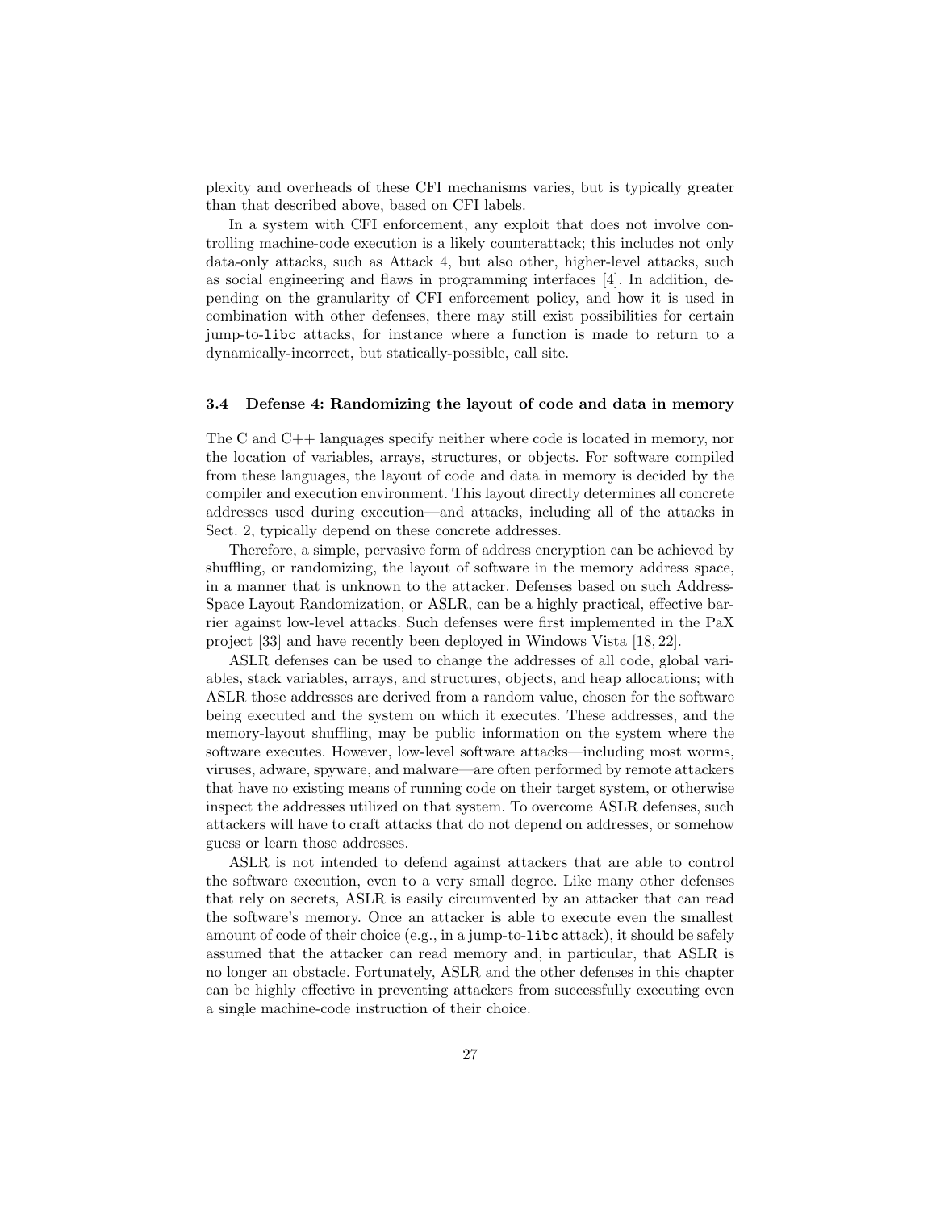plexity and overheads of these CFI mechanisms varies, but is typically greater than that described above, based on CFI labels.

In a system with CFI enforcement, any exploit that does not involve controlling machine-code execution is a likely counterattack; this includes not only data-only attacks, such as Attack 4, but also other, higher-level attacks, such as social engineering and flaws in programming interfaces [4]. In addition, depending on the granularity of CFI enforcement policy, and how it is used in combination with other defenses, there may still exist possibilities for certain jump-to-`libc` attacks, for instance where a function is made to return to a dynamically-incorrect, but statically-possible, call site.

### 3.4 Defense 4: Randomizing the layout of code and data in memory

The C and C++ languages specify neither where code is located in memory, nor the location of variables, arrays, structures, or objects. For software compiled from these languages, the layout of code and data in memory is decided by the compiler and execution environment. This layout directly determines all concrete addresses used during execution—and attacks, including all of the attacks in Sect. 2, typically depend on these concrete addresses.

Therefore, a simple, pervasive form of address encryption can be achieved by shuffling, or randomizing, the layout of software in the memory address space, in a manner that is unknown to the attacker. Defenses based on such Address-Space Layout Randomization, or ASLR, can be a highly practical, effective barrier against low-level attacks. Such defenses were first implemented in the PaX project [33] and have recently been deployed in Windows Vista [18, 22].

ASLR defenses can be used to change the addresses of all code, global variables, stack variables, arrays, and structures, objects, and heap allocations; with ASLR those addresses are derived from a random value, chosen for the software being executed and the system on which it executes. These addresses, and the memory-layout shuffling, may be public information on the system where the software executes. However, low-level software attacks—including most worms, viruses, adware, spyware, and malware—are often performed by remote attackers that have no existing means of running code on their target system, or otherwise inspect the addresses utilized on that system. To overcome ASLR defenses, such attackers will have to craft attacks that do not depend on addresses, or somehow guess or learn those addresses.

ASLR is not intended to defend against attackers that are able to control the software execution, even to a very small degree. Like many other defenses that rely on secrets, ASLR is easily circumvented by an attacker that can read the software's memory. Once an attacker is able to execute even the smallest amount of code of their choice (e.g., in a jump-to-`libc` attack), it should be safely assumed that the attacker can read memory and, in particular, that ASLR is no longer an obstacle. Fortunately, ASLR and the other defenses in this chapter can be highly effective in preventing attackers from successfully executing even a single machine-code instruction of their choice.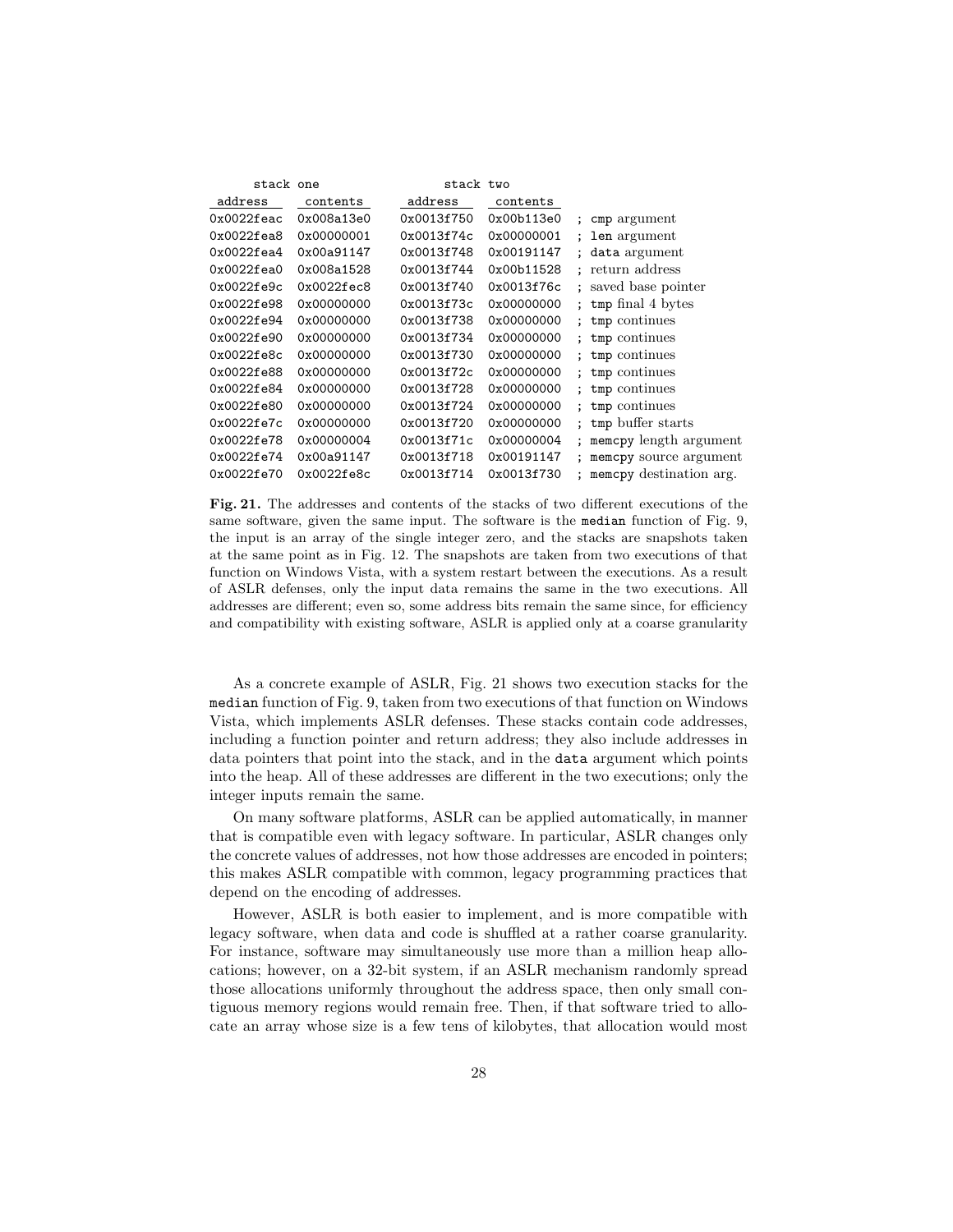| stack one | | stack two | | |
|---|---|---|---|---|
| address | contents | address | contents | |
| 0x0022feac | 0x008a13e0 | 0x0013f750 | 0x00b113e0 | ; `cmp` argument |
| 0x0022fea8 | 0x00000001 | 0x0013f74c | 0x00000001 | ; `len` argument |
| 0x0022fea4 | 0x00a91147 | 0x0013f748 | 0x00191147 | ; `data` argument |
| 0x0022fea0 | 0x008a1528 | 0x0013f744 | 0x00b11528 | ; return address |
| 0x0022fe9c | 0x0022fec8 | 0x0013f740 | 0x0013f76c | ; saved base pointer |
| 0x0022fe98 | 0x00000000 | 0x0013f73c | 0x00000000 | ; `tmp` final 4 bytes |
| 0x0022fe94 | 0x00000000 | 0x0013f738 | 0x00000000 | ; `tmp` continues |
| 0x0022fe90 | 0x00000000 | 0x0013f734 | 0x00000000 | ; `tmp` continues |
| 0x0022fe8c | 0x00000000 | 0x0013f730 | 0x00000000 | ; `tmp` continues |
| 0x0022fe88 | 0x00000000 | 0x0013f72c | 0x00000000 | ; `tmp` continues |
| 0x0022fe84 | 0x00000000 | 0x0013f728 | 0x00000000 | ; `tmp` continues |
| 0x0022fe80 | 0x00000000 | 0x0013f724 | 0x00000000 | ; `tmp` continues |
| 0x0022fe7c | 0x00000000 | 0x0013f720 | 0x00000000 | ; `tmp` buffer starts |
| 0x0022fe78 | 0x00000004 | 0x0013f71c | 0x00000004 | ; `memcpy` length argument |
| 0x0022fe74 | 0x00a91147 | 0x0013f718 | 0x00191147 | ; `memcpy` source argument |
| 0x0022fe70 | 0x0022fe8c | 0x0013f714 | 0x0013f730 | ; `memcpy` destination arg. |

**Fig. 21.** The addresses and contents of the stacks of two different executions of the same software, given the same input. The software is the `median` function of Fig. 9, the input is an array of the single integer zero, and the stacks are snapshots taken at the same point as in Fig. 12. The snapshots are taken from two executions of that function on Windows Vista, with a system restart between the executions. As a result of ASLR defenses, only the input data remains the same in the two executions. All addresses are different; even so, some address bits remain the same since, for efficiency and compatibility with existing software, ASLR is applied only at a coarse granularity

As a concrete example of ASLR, Fig. 21 shows two execution stacks for the `median` function of Fig. 9, taken from two executions of that function on Windows Vista, which implements ASLR defenses. These stacks contain code addresses, including a function pointer and return address; they also include addresses in data pointers that point into the stack, and in the `data` argument which points into the heap. All of these addresses are different in the two executions; only the integer inputs remain the same.

On many software platforms, ASLR can be applied automatically, in manner that is compatible even with legacy software. In particular, ASLR changes only the concrete values of addresses, not how those addresses are encoded in pointers; this makes ASLR compatible with common, legacy programming practices that depend on the encoding of addresses.

However, ASLR is both easier to implement, and is more compatible with legacy software, when data and code is shuffled at a rather coarse granularity. For instance, software may simultaneously use more than a million heap allocations; however, on a 32-bit system, if an ASLR mechanism randomly spread those allocations uniformly throughout the address space, then only small contiguous memory regions would remain free. Then, if that software tried to allocate an array whose size is a few tens of kilobytes, that allocation would most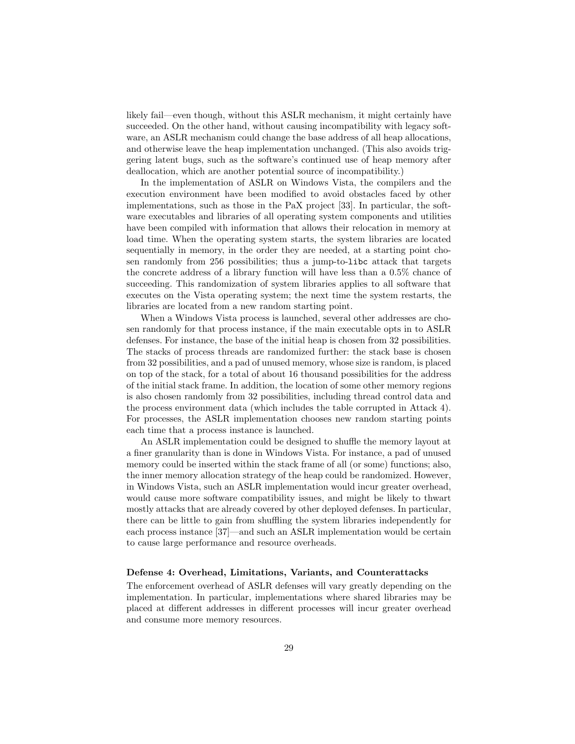likely fail—even though, without this ASLR mechanism, it might certainly have succeeded. On the other hand, without causing incompatibility with legacy software, an ASLR mechanism could change the base address of all heap allocations, and otherwise leave the heap implementation unchanged. (This also avoids triggering latent bugs, such as the software's continued use of heap memory after deallocation, which are another potential source of incompatibility.)

In the implementation of ASLR on Windows Vista, the compilers and the execution environment have been modified to avoid obstacles faced by other implementations, such as those in the PaX project [33]. In particular, the software executables and libraries of all operating system components and utilities have been compiled with information that allows their relocation in memory at load time. When the operating system starts, the system libraries are located sequentially in memory, in the order they are needed, at a starting point chosen randomly from 256 possibilities; thus a jump-to-`libc` attack that targets the concrete address of a library function will have less than a 0.5% chance of succeeding. This randomization of system libraries applies to all software that executes on the Vista operating system; the next time the system restarts, the libraries are located from a new random starting point.

When a Windows Vista process is launched, several other addresses are chosen randomly for that process instance, if the main executable opts in to ASLR defenses. For instance, the base of the initial heap is chosen from 32 possibilities. The stacks of process threads are randomized further: the stack base is chosen from 32 possibilities, and a pad of unused memory, whose size is random, is placed on top of the stack, for a total of about 16 thousand possibilities for the address of the initial stack frame. In addition, the location of some other memory regions is also chosen randomly from 32 possibilities, including thread control data and the process environment data (which includes the table corrupted in Attack 4). For processes, the ASLR implementation chooses new random starting points each time that a process instance is launched.

An ASLR implementation could be designed to shuffle the memory layout at a finer granularity than is done in Windows Vista. For instance, a pad of unused memory could be inserted within the stack frame of all (or some) functions; also, the inner memory allocation strategy of the heap could be randomized. However, in Windows Vista, such an ASLR implementation would incur greater overhead, would cause more software compatibility issues, and might be likely to thwart mostly attacks that are already covered by other deployed defenses. In particular, there can be little to gain from shuffling the system libraries independently for each process instance [37]—and such an ASLR implementation would be certain to cause large performance and resource overheads.

#### Defense 4: Overhead, Limitations, Variants, and Counterattacks

The enforcement overhead of ASLR defenses will vary greatly depending on the implementation. In particular, implementations where shared libraries may be placed at different addresses in different processes will incur greater overhead and consume more memory resources.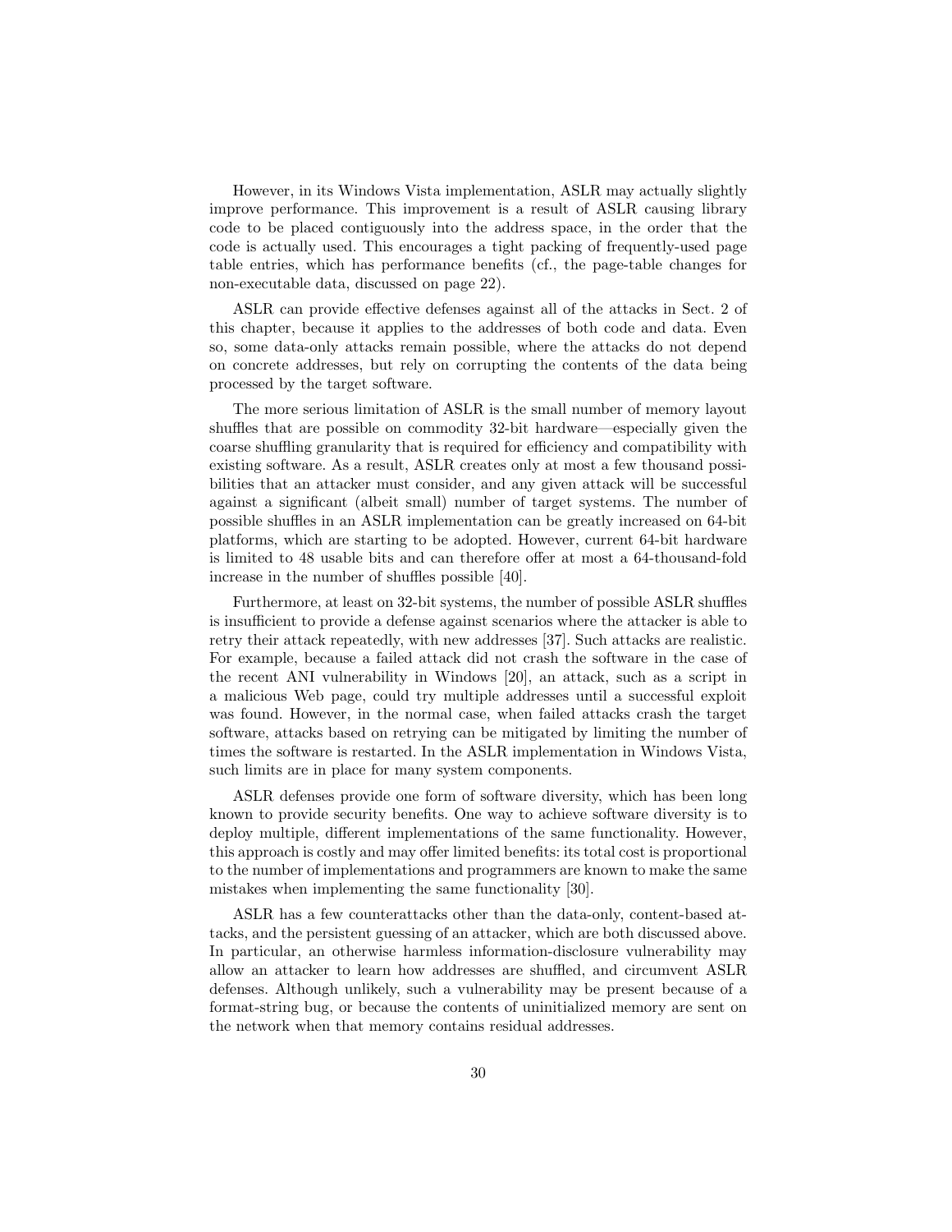However, in its Windows Vista implementation, ASLR may actually slightly improve performance. This improvement is a result of ASLR causing library code to be placed contiguously into the address space, in the order that the code is actually used. This encourages a tight packing of frequently-used page table entries, which has performance benefits (cf., the page-table changes for non-executable data, discussed on page 22).

ASLR can provide effective defenses against all of the attacks in Sect. 2 of this chapter, because it applies to the addresses of both code and data. Even so, some data-only attacks remain possible, where the attacks do not depend on concrete addresses, but rely on corrupting the contents of the data being processed by the target software.

The more serious limitation of ASLR is the small number of memory layout shuffles that are possible on commodity 32-bit hardware—especially given the coarse shuffling granularity that is required for efficiency and compatibility with existing software. As a result, ASLR creates only at most a few thousand possibilities that an attacker must consider, and any given attack will be successful against a significant (albeit small) number of target systems. The number of possible shuffles in an ASLR implementation can be greatly increased on 64-bit platforms, which are starting to be adopted. However, current 64-bit hardware is limited to 48 usable bits and can therefore offer at most a 64-thousand-fold increase in the number of shuffles possible [40].

Furthermore, at least on 32-bit systems, the number of possible ASLR shuffles is insufficient to provide a defense against scenarios where the attacker is able to retry their attack repeatedly, with new addresses [37]. Such attacks are realistic. For example, because a failed attack did not crash the software in the case of the recent ANI vulnerability in Windows [20], an attack, such as a script in a malicious Web page, could try multiple addresses until a successful exploit was found. However, in the normal case, when failed attacks crash the target software, attacks based on retrying can be mitigated by limiting the number of times the software is restarted. In the ASLR implementation in Windows Vista, such limits are in place for many system components.

ASLR defenses provide one form of software diversity, which has been long known to provide security benefits. One way to achieve software diversity is to deploy multiple, different implementations of the same functionality. However, this approach is costly and may offer limited benefits: its total cost is proportional to the number of implementations and programmers are known to make the same mistakes when implementing the same functionality [30].

ASLR has a few counterattacks other than the data-only, content-based attacks, and the persistent guessing of an attacker, which are both discussed above. In particular, an otherwise harmless information-disclosure vulnerability may allow an attacker to learn how addresses are shuffled, and circumvent ASLR defenses. Although unlikely, such a vulnerability may be present because of a format-string bug, or because the contents of uninitialized memory are sent on the network when that memory contains residual addresses.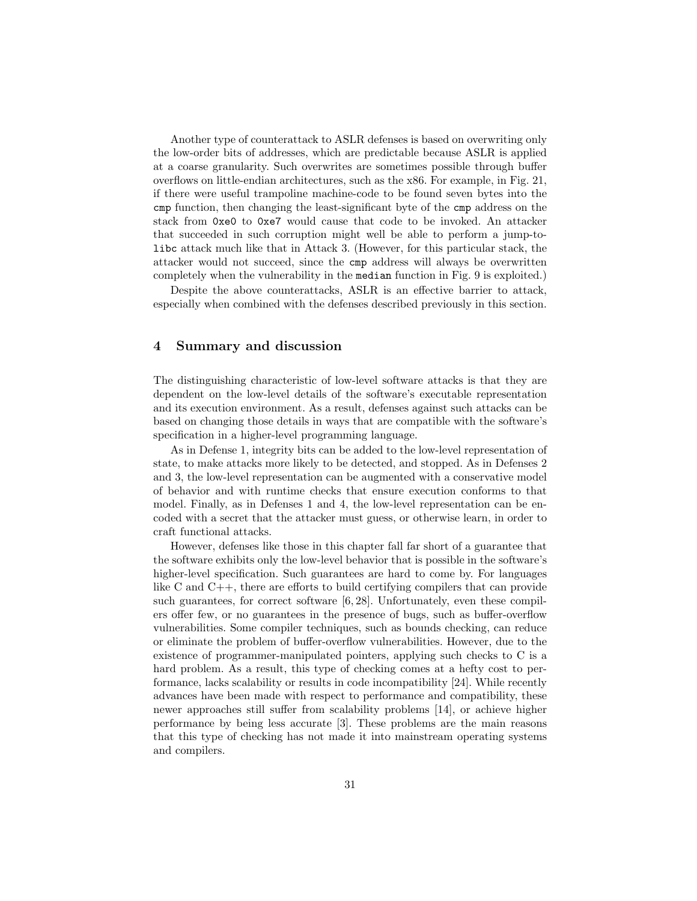Another type of counterattack to ASLR defenses is based on overwriting only the low-order bits of addresses, which are predictable because ASLR is applied at a coarse granularity. Such overwrites are sometimes possible through buffer overflows on little-endian architectures, such as the x86. For example, in Fig. 21, if there were useful trampoline machine-code to be found seven bytes into the `cmp` function, then changing the least-significant byte of the `cmp` address on the stack from `0xe0` to `0xe7` would cause that code to be invoked. An attacker that succeeded in such corruption might well be able to perform a jump-to-`libc` attack much like that in Attack 3. (However, for this particular stack, the attacker would not succeed, since the `cmp` address will always be overwritten completely when the vulnerability in the `median` function in Fig. 9 is exploited.)

Despite the above counterattacks, ASLR is an effective barrier to attack, especially when combined with the defenses described previously in this section.

## 4 Summary and discussion

The distinguishing characteristic of low-level software attacks is that they are dependent on the low-level details of the software's executable representation and its execution environment. As a result, defenses against such attacks can be based on changing those details in ways that are compatible with the software's specification in a higher-level programming language.

As in Defense 1, integrity bits can be added to the low-level representation of state, to make attacks more likely to be detected, and stopped. As in Defenses 2 and 3, the low-level representation can be augmented with a conservative model of behavior and with runtime checks that ensure execution conforms to that model. Finally, as in Defenses 1 and 4, the low-level representation can be encoded with a secret that the attacker must guess, or otherwise learn, in order to craft functional attacks.

However, defenses like those in this chapter fall far short of a guarantee that the software exhibits only the low-level behavior that is possible in the software's higher-level specification. Such guarantees are hard to come by. For languages like C and C++, there are efforts to build certifying compilers that can provide such guarantees, for correct software [6, 28]. Unfortunately, even these compilers offer few, or no guarantees in the presence of bugs, such as buffer-overflow vulnerabilities. Some compiler techniques, such as bounds checking, can reduce or eliminate the problem of buffer-overflow vulnerabilities. However, due to the existence of programmer-manipulated pointers, applying such checks to C is a hard problem. As a result, this type of checking comes at a hefty cost to performance, lacks scalability or results in code incompatibility [24]. While recently advances have been made with respect to performance and compatibility, these newer approaches still suffer from scalability problems [14], or achieve higher performance by being less accurate [3]. These problems are the main reasons that this type of checking has not made it into mainstream operating systems and compilers.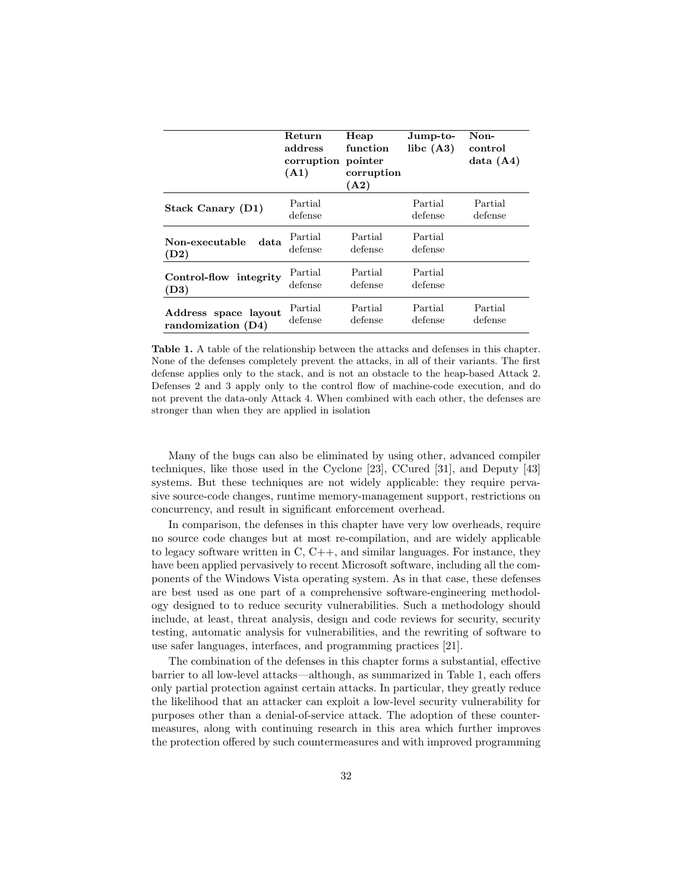| | **Return address corruption (A1)** | **Heap function pointer corruption (A2)** | **Jump-to-libc (A3)** | **Non-control data (A4)** |
|---|---|---|---|---|
| **Stack Canary (D1)** | Partial defense | | Partial defense | Partial defense |
| **Non-executable data (D2)** | Partial defense | Partial defense | Partial defense | |
| **Control-flow integrity (D3)** | Partial defense | Partial defense | Partial defense | |
| **Address space layout randomization (D4)** | Partial defense | Partial defense | Partial defense | Partial defense |

**Table 1.** A table of the relationship between the attacks and defenses in this chapter. None of the defenses completely prevent the attacks, in all of their variants. The first defense applies only to the stack, and is not an obstacle to the heap-based Attack 2. Defenses 2 and 3 apply only to the control flow of machine-code execution, and do not prevent the data-only Attack 4. When combined with each other, the defenses are stronger than when they are applied in isolation

Many of the bugs can also be eliminated by using other, advanced compiler techniques, like those used in the Cyclone [23], CCured [31], and Deputy [43] systems. But these techniques are not widely applicable: they require pervasive source-code changes, runtime memory-management support, restrictions on concurrency, and result in significant enforcement overhead.

In comparison, the defenses in this chapter have very low overheads, require no source code changes but at most re-compilation, and are widely applicable to legacy software written in C, C++, and similar languages. For instance, they have been applied pervasively to recent Microsoft software, including all the components of the Windows Vista operating system. As in that case, these defenses are best used as one part of a comprehensive software-engineering methodology designed to to reduce security vulnerabilities. Such a methodology should include, at least, threat analysis, design and code reviews for security, security testing, automatic analysis for vulnerabilities, and the rewriting of software to use safer languages, interfaces, and programming practices [21].

The combination of the defenses in this chapter forms a substantial, effective barrier to all low-level attacks—although, as summarized in Table 1, each offers only partial protection against certain attacks. In particular, they greatly reduce the likelihood that an attacker can exploit a low-level security vulnerability for purposes other than a denial-of-service attack. The adoption of these countermeasures, along with continuing research in this area which further improves the protection offered by such countermeasures and with improved programming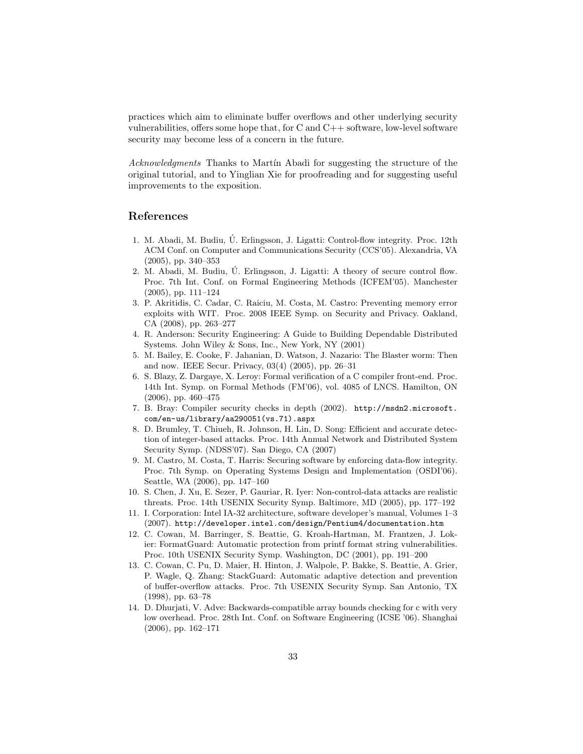practices which aim to eliminate buffer overflows and other underlying security vulnerabilities, offers some hope that, for C and C++ software, low-level software security may become less of a concern in the future.

*Acknowledgments* Thanks to Martín Abadi for suggesting the structure of the original tutorial, and to Yinglian Xie for proofreading and for suggesting useful improvements to the exposition.

## References

1. M. Abadi, M. Budiu, Ú. Erlingsson, J. Ligatti: Control-flow integrity. Proc. 12th ACM Conf. on Computer and Communications Security (CCS'05). Alexandria, VA (2005), pp. 340–353
2. M. Abadi, M. Budiu, Ú. Erlingsson, J. Ligatti: A theory of secure control flow. Proc. 7th Int. Conf. on Formal Engineering Methods (ICFEM'05). Manchester (2005), pp. 111–124
3. P. Akritidis, C. Cadar, C. Raiciu, M. Costa, M. Castro: Preventing memory error exploits with WIT. Proc. 2008 IEEE Symp. on Security and Privacy. Oakland, CA (2008), pp. 263–277
4. R. Anderson: Security Engineering: A Guide to Building Dependable Distributed Systems. John Wiley & Sons, Inc., New York, NY (2001)
5. M. Bailey, E. Cooke, F. Jahanian, D. Watson, J. Nazario: The Blaster worm: Then and now. IEEE Secur. Privacy, 03(4) (2005), pp. 26–31
6. S. Blazy, Z. Dargaye, X. Leroy: Formal verification of a C compiler front-end. Proc. 14th Int. Symp. on Formal Methods (FM'06), vol. 4085 of LNCS. Hamilton, ON (2006), pp. 460–475
7. B. Bray: Compiler security checks in depth (2002). `http://msdn2.microsoft.com/en-us/library/aa290051(vs.71).aspx`
8. D. Brumley, T. Chiueh, R. Johnson, H. Lin, D. Song: Efficient and accurate detection of integer-based attacks. Proc. 14th Annual Network and Distributed System Security Symp. (NDSS'07). San Diego, CA (2007)
9. M. Castro, M. Costa, T. Harris: Securing software by enforcing data-flow integrity. Proc. 7th Symp. on Operating Systems Design and Implementation (OSDI'06). Seattle, WA (2006), pp. 147–160
10. S. Chen, J. Xu, E. Sezer, P. Gauriar, R. Iyer: Non-control-data attacks are realistic threats. Proc. 14th USENIX Security Symp. Baltimore, MD (2005), pp. 177–192
11. I. Corporation: Intel IA-32 architecture, software developer's manual, Volumes 1–3 (2007). `http://developer.intel.com/design/Pentium4/documentation.htm`
12. C. Cowan, M. Barringer, S. Beattie, G. Kroah-Hartman, M. Frantzen, J. Lokier: FormatGuard: Automatic protection from printf format string vulnerabilities. Proc. 10th USENIX Security Symp. Washington, DC (2001), pp. 191–200
13. C. Cowan, C. Pu, D. Maier, H. Hinton, J. Walpole, P. Bakke, S. Beattie, A. Grier, P. Wagle, Q. Zhang: StackGuard: Automatic adaptive detection and prevention of buffer-overflow attacks. Proc. 7th USENIX Security Symp. San Antonio, TX (1998), pp. 63–78
14. D. Dhurjati, V. Adve: Backwards-compatible array bounds checking for c with very low overhead. Proc. 28th Int. Conf. on Software Engineering (ICSE '06). Shanghai (2006), pp. 162–171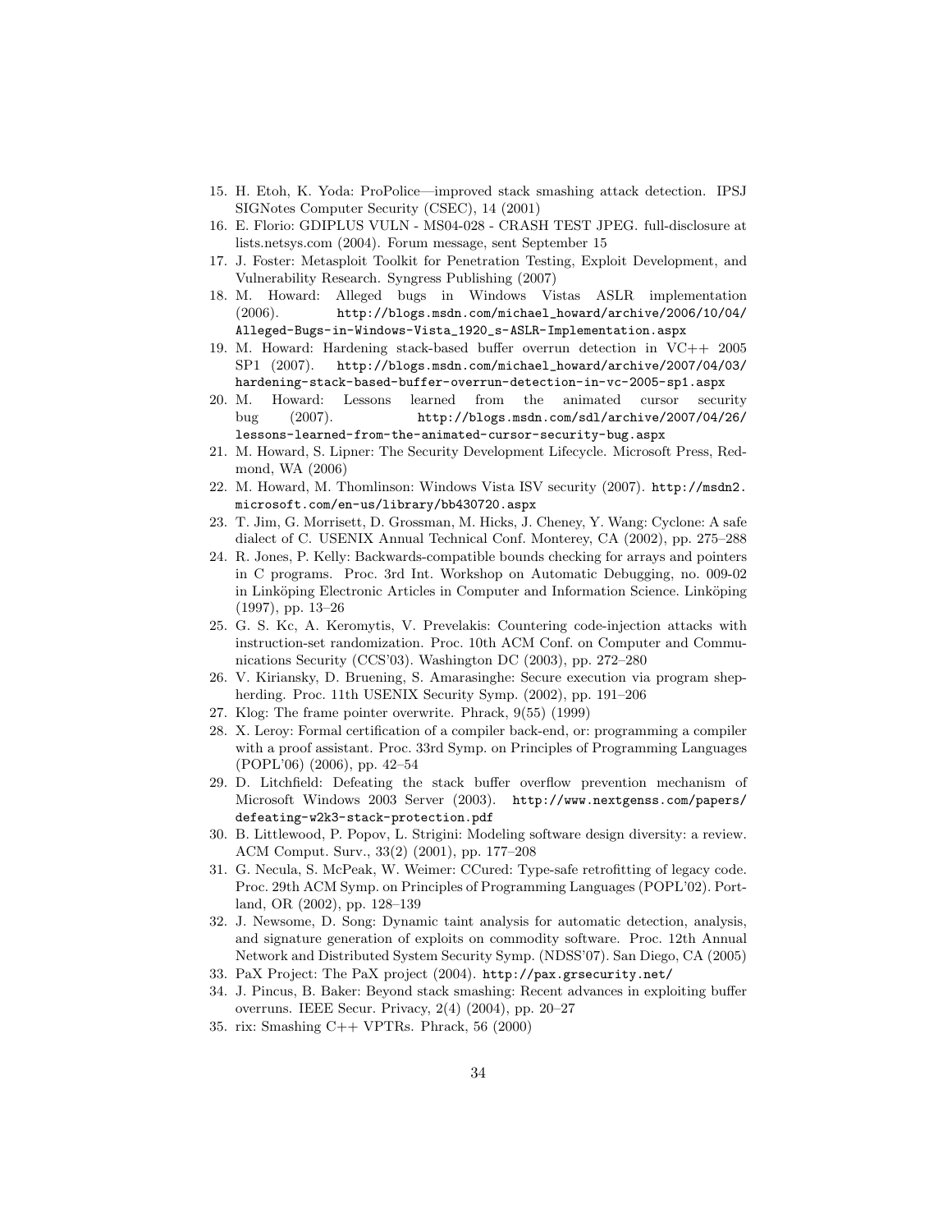15. H. Etoh, K. Yoda: ProPolice—improved stack smashing attack detection. IPSJ SIGNotes Computer Security (CSEC), 14 (2001)
16. E. Florio: GDIPLUS VULN - MS04-028 - CRASH TEST JPEG. full-disclosure at lists.netsys.com (2004). Forum message, sent September 15
17. J. Foster: Metasploit Toolkit for Penetration Testing, Exploit Development, and Vulnerability Research. Syngress Publishing (2007)
18. M. Howard: Alleged bugs in Windows Vistas ASLR implementation (2006). http://blogs.msdn.com/michael_howard/archive/2006/10/04/Alleged-Bugs-in-Windows-Vista_1920_s-ASLR-Implementation.aspx
19. M. Howard: Hardening stack-based buffer overrun detection in VC++ 2005 SP1 (2007). http://blogs.msdn.com/michael_howard/archive/2007/04/03/hardening-stack-based-buffer-overrun-detection-in-vc-2005-sp1.aspx
20. M. Howard: Lessons learned from the animated cursor security bug (2007). http://blogs.msdn.com/sdl/archive/2007/04/26/lessons-learned-from-the-animated-cursor-security-bug.aspx
21. M. Howard, S. Lipner: The Security Development Lifecycle. Microsoft Press, Redmond, WA (2006)
22. M. Howard, M. Thomlinson: Windows Vista ISV security (2007). http://msdn2.microsoft.com/en-us/library/bb430720.aspx
23. T. Jim, G. Morrisett, D. Grossman, M. Hicks, J. Cheney, Y. Wang: Cyclone: A safe dialect of C. USENIX Annual Technical Conf. Monterey, CA (2002), pp. 275–288
24. R. Jones, P. Kelly: Backwards-compatible bounds checking for arrays and pointers in C programs. Proc. 3rd Int. Workshop on Automatic Debugging, no. 009-02 in Linköping Electronic Articles in Computer and Information Science. Linköping (1997), pp. 13–26
25. G. S. Kc, A. Keromytis, V. Prevelakis: Countering code-injection attacks with instruction-set randomization. Proc. 10th ACM Conf. on Computer and Communications Security (CCS'03). Washington DC (2003), pp. 272–280
26. V. Kiriansky, D. Bruening, S. Amarasinghe: Secure execution via program shepherding. Proc. 11th USENIX Security Symp. (2002), pp. 191–206
27. Klog: The frame pointer overwrite. Phrack, 9(55) (1999)
28. X. Leroy: Formal certification of a compiler back-end, or: programming a compiler with a proof assistant. Proc. 33rd Symp. on Principles of Programming Languages (POPL'06) (2006), pp. 42–54
29. D. Litchfield: Defeating the stack buffer overflow prevention mechanism of Microsoft Windows 2003 Server (2003). http://www.nextgenss.com/papers/defeating-w2k3-stack-protection.pdf
30. B. Littlewood, P. Popov, L. Strigini: Modeling software design diversity: a review. ACM Comput. Surv., 33(2) (2001), pp. 177–208
31. G. Necula, S. McPeak, W. Weimer: CCured: Type-safe retrofitting of legacy code. Proc. 29th ACM Symp. on Principles of Programming Languages (POPL'02). Portland, OR (2002), pp. 128–139
32. J. Newsome, D. Song: Dynamic taint analysis for automatic detection, analysis, and signature generation of exploits on commodity software. Proc. 12th Annual Network and Distributed System Security Symp. (NDSS'07). San Diego, CA (2005)
33. PaX Project: The PaX project (2004). http://pax.grsecurity.net/
34. J. Pincus, B. Baker: Beyond stack smashing: Recent advances in exploiting buffer overruns. IEEE Secur. Privacy, 2(4) (2004), pp. 20–27
35. rix: Smashing C++ VPTRs. Phrack, 56 (2000)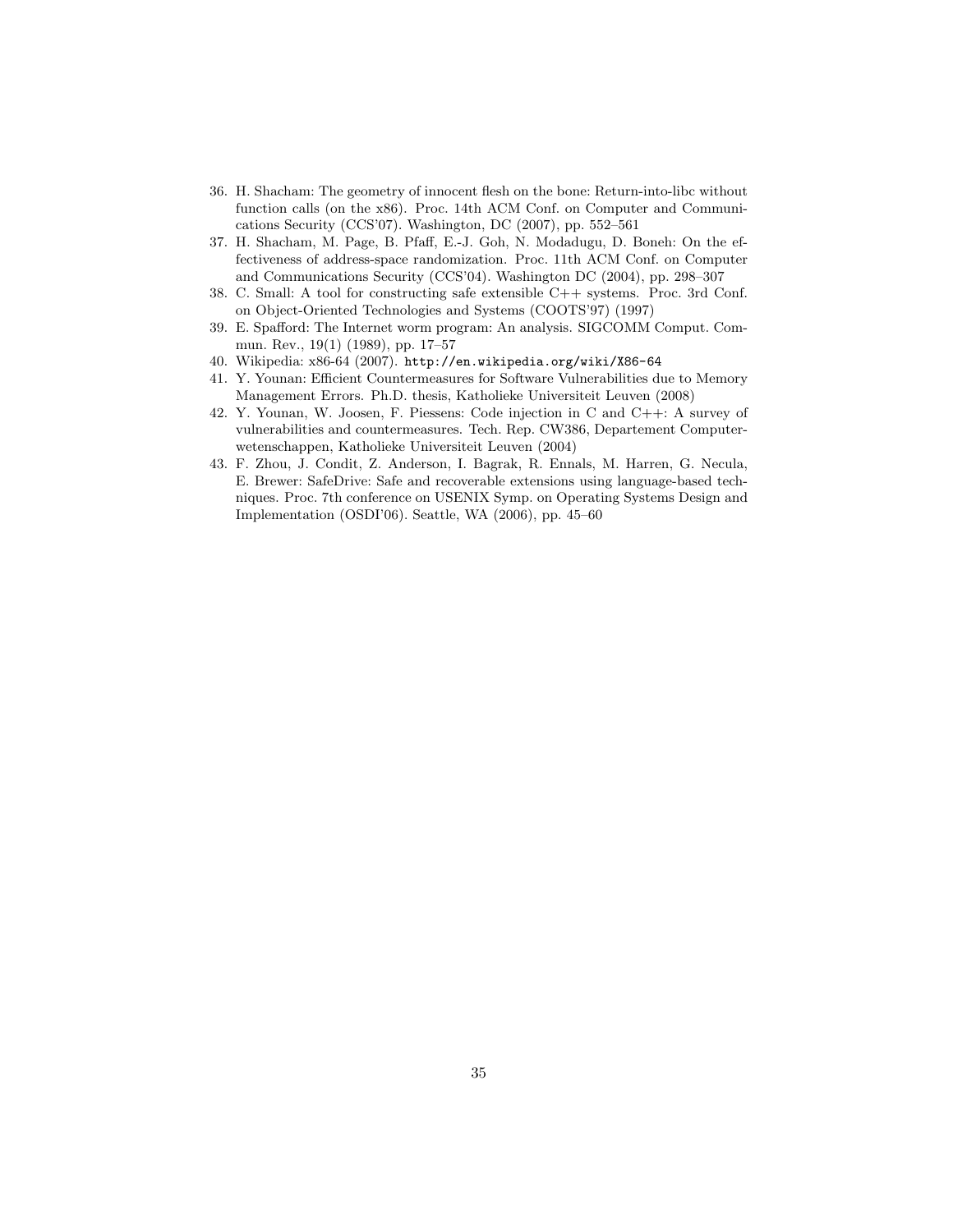36. H. Shacham: The geometry of innocent flesh on the bone: Return-into-libc without function calls (on the x86). Proc. 14th ACM Conf. on Computer and Communications Security (CCS'07). Washington, DC (2007), pp. 552–561
37. H. Shacham, M. Page, B. Pfaff, E.-J. Goh, N. Modadugu, D. Boneh: On the effectiveness of address-space randomization. Proc. 11th ACM Conf. on Computer and Communications Security (CCS'04). Washington DC (2004), pp. 298–307
38. C. Small: A tool for constructing safe extensible C++ systems. Proc. 3rd Conf. on Object-Oriented Technologies and Systems (COOTS'97) (1997)
39. E. Spafford: The Internet worm program: An analysis. SIGCOMM Comput. Commun. Rev., 19(1) (1989), pp. 17–57
40. Wikipedia: x86-64 (2007). `http://en.wikipedia.org/wiki/X86-64`
41. Y. Younan: Efficient Countermeasures for Software Vulnerabilities due to Memory Management Errors. Ph.D. thesis, Katholieke Universiteit Leuven (2008)
42. Y. Younan, W. Joosen, F. Piessens: Code injection in C and C++: A survey of vulnerabilities and countermeasures. Tech. Rep. CW386, Departement Computerwetenschappen, Katholieke Universiteit Leuven (2004)
43. F. Zhou, J. Condit, Z. Anderson, I. Bagrak, R. Ennals, M. Harren, G. Necula, E. Brewer: SafeDrive: Safe and recoverable extensions using language-based techniques. Proc. 7th conference on USENIX Symp. on Operating Systems Design and Implementation (OSDI'06). Seattle, WA (2006), pp. 45–60